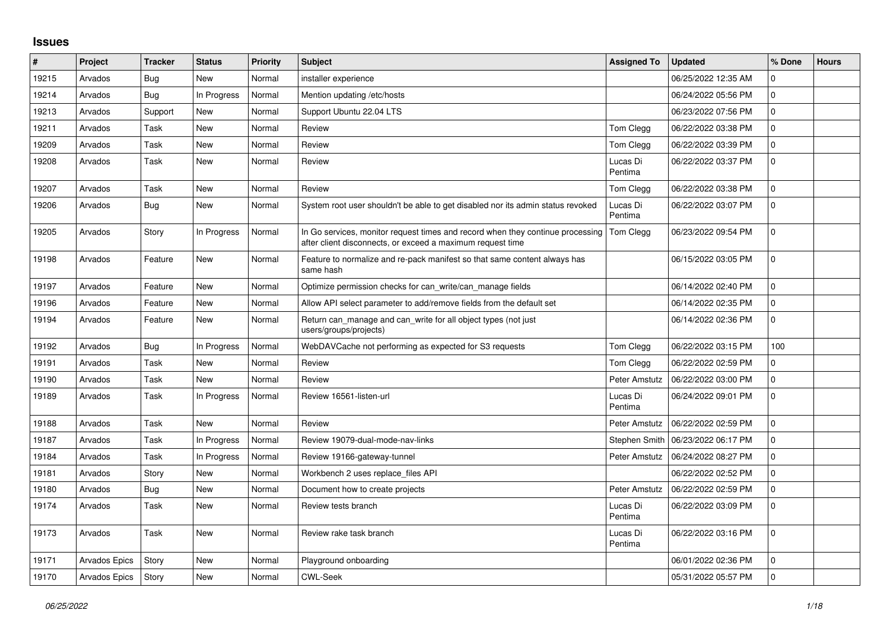# Issues

| # | Project | Tracker | Status | Priority | Subject | Assigned To | Updated | % Done | Hours |
|---|---|---|---|---|---|---|---|---|---|
| 19215 | Arvados | Bug | New | Normal | installer experience | | 06/25/2022 12:35 AM | 0 | |
| 19214 | Arvados | Bug | In Progress | Normal | Mention updating /etc/hosts | | 06/24/2022 05:56 PM | 0 | |
| 19213 | Arvados | Support | New | Normal | Support Ubuntu 22.04 LTS | | 06/23/2022 07:56 PM | 0 | |
| 19211 | Arvados | Task | New | Normal | Review | Tom Clegg | 06/22/2022 03:38 PM | 0 | |
| 19209 | Arvados | Task | New | Normal | Review | Tom Clegg | 06/22/2022 03:39 PM | 0 | |
| 19208 | Arvados | Task | New | Normal | Review | Lucas Di Pentima | 06/22/2022 03:37 PM | 0 | |
| 19207 | Arvados | Task | New | Normal | Review | Tom Clegg | 06/22/2022 03:38 PM | 0 | |
| 19206 | Arvados | Bug | New | Normal | System root user shouldn't be able to get disabled nor its admin status revoked | Lucas Di Pentima | 06/22/2022 03:07 PM | 0 | |
| 19205 | Arvados | Story | In Progress | Normal | In Go services, monitor request times and record when they continue processing after client disconnects, or exceed a maximum request time | Tom Clegg | 06/23/2022 09:54 PM | 0 | |
| 19198 | Arvados | Feature | New | Normal | Feature to normalize and re-pack manifest so that same content always has same hash | | 06/15/2022 03:05 PM | 0 | |
| 19197 | Arvados | Feature | New | Normal | Optimize permission checks for can_write/can_manage fields | | 06/14/2022 02:40 PM | 0 | |
| 19196 | Arvados | Feature | New | Normal | Allow API select parameter to add/remove fields from the default set | | 06/14/2022 02:35 PM | 0 | |
| 19194 | Arvados | Feature | New | Normal | Return can_manage and can_write for all object types (not just users/groups/projects) | | 06/14/2022 02:36 PM | 0 | |
| 19192 | Arvados | Bug | In Progress | Normal | WebDAVCache not performing as expected for S3 requests | Tom Clegg | 06/22/2022 03:15 PM | 100 | |
| 19191 | Arvados | Task | New | Normal | Review | Tom Clegg | 06/22/2022 02:59 PM | 0 | |
| 19190 | Arvados | Task | New | Normal | Review | Peter Amstutz | 06/22/2022 03:00 PM | 0 | |
| 19189 | Arvados | Task | In Progress | Normal | Review 16561-listen-url | Lucas Di Pentima | 06/24/2022 09:01 PM | 0 | |
| 19188 | Arvados | Task | New | Normal | Review | Peter Amstutz | 06/22/2022 02:59 PM | 0 | |
| 19187 | Arvados | Task | In Progress | Normal | Review 19079-dual-mode-nav-links | Stephen Smith | 06/23/2022 06:17 PM | 0 | |
| 19184 | Arvados | Task | In Progress | Normal | Review 19166-gateway-tunnel | Peter Amstutz | 06/24/2022 08:27 PM | 0 | |
| 19181 | Arvados | Story | New | Normal | Workbench 2 uses replace_files API | | 06/22/2022 02:52 PM | 0 | |
| 19180 | Arvados | Bug | New | Normal | Document how to create projects | Peter Amstutz | 06/22/2022 02:59 PM | 0 | |
| 19174 | Arvados | Task | New | Normal | Review tests branch | Lucas Di Pentima | 06/22/2022 03:09 PM | 0 | |
| 19173 | Arvados | Task | New | Normal | Review rake task branch | Lucas Di Pentima | 06/22/2022 03:16 PM | 0 | |
| 19171 | Arvados Epics | Story | New | Normal | Playground onboarding | | 06/01/2022 02:36 PM | 0 | |
| 19170 | Arvados Epics | Story | New | Normal | CWL-Seek | | 05/31/2022 05:57 PM | 0 | |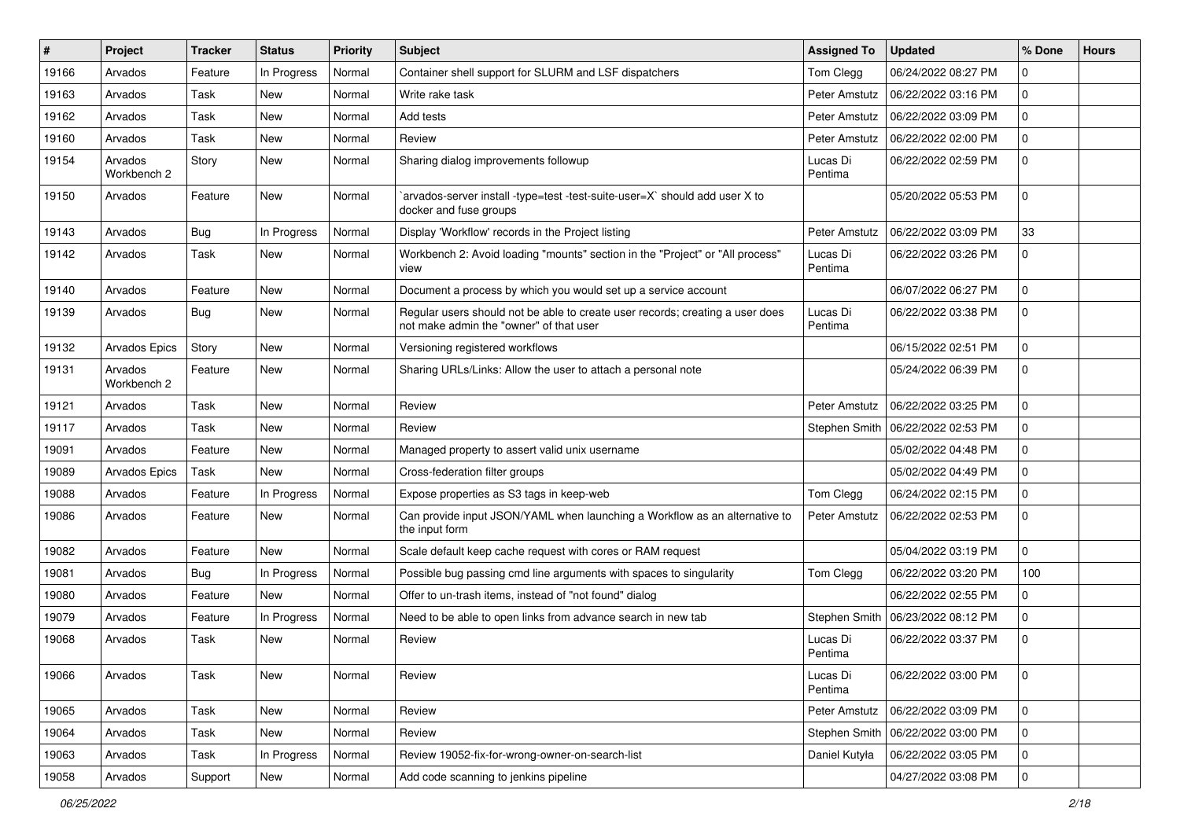| # | Project | Tracker | Status | Priority | Subject | Assigned To | Updated | % Done | Hours |
|---|---|---|---|---|---|---|---|---|---|
| 19166 | Arvados | Feature | In Progress | Normal | Container shell support for SLURM and LSF dispatchers | Tom Clegg | 06/24/2022 08:27 PM | 0 | |
| 19163 | Arvados | Task | New | Normal | Write rake task | Peter Amstutz | 06/22/2022 03:16 PM | 0 | |
| 19162 | Arvados | Task | New | Normal | Add tests | Peter Amstutz | 06/22/2022 03:09 PM | 0 | |
| 19160 | Arvados | Task | New | Normal | Review | Peter Amstutz | 06/22/2022 02:00 PM | 0 | |
| 19154 | Arvados Workbench 2 | Story | New | Normal | Sharing dialog improvements followup | Lucas Di Pentima | 06/22/2022 02:59 PM | 0 | |
| 19150 | Arvados | Feature | New | Normal | `arvados-server install -type=test -test-suite-user=X` should add user X to docker and fuse groups | | 05/20/2022 05:53 PM | 0 | |
| 19143 | Arvados | Bug | In Progress | Normal | Display 'Workflow' records in the Project listing | Peter Amstutz | 06/22/2022 03:09 PM | 33 | |
| 19142 | Arvados | Task | New | Normal | Workbench 2: Avoid loading "mounts" section in the "Project" or "All process" view | Lucas Di Pentima | 06/22/2022 03:26 PM | 0 | |
| 19140 | Arvados | Feature | New | Normal | Document a process by which you would set up a service account | | 06/07/2022 06:27 PM | 0 | |
| 19139 | Arvados | Bug | New | Normal | Regular users should not be able to create user records; creating a user does not make admin the "owner" of that user | Lucas Di Pentima | 06/22/2022 03:38 PM | 0 | |
| 19132 | Arvados Epics | Story | New | Normal | Versioning registered workflows | | 06/15/2022 02:51 PM | 0 | |
| 19131 | Arvados Workbench 2 | Feature | New | Normal | Sharing URLs/Links: Allow the user to attach a personal note | | 05/24/2022 06:39 PM | 0 | |
| 19121 | Arvados | Task | New | Normal | Review | Peter Amstutz | 06/22/2022 03:25 PM | 0 | |
| 19117 | Arvados | Task | New | Normal | Review | Stephen Smith | 06/22/2022 02:53 PM | 0 | |
| 19091 | Arvados | Feature | New | Normal | Managed property to assert valid unix username | | 05/02/2022 04:48 PM | 0 | |
| 19089 | Arvados Epics | Task | New | Normal | Cross-federation filter groups | | 05/02/2022 04:49 PM | 0 | |
| 19088 | Arvados | Feature | In Progress | Normal | Expose properties as S3 tags in keep-web | Tom Clegg | 06/24/2022 02:15 PM | 0 | |
| 19086 | Arvados | Feature | New | Normal | Can provide input JSON/YAML when launching a Workflow as an alternative to the input form | Peter Amstutz | 06/22/2022 02:53 PM | 0 | |
| 19082 | Arvados | Feature | New | Normal | Scale default keep cache request with cores or RAM request | | 05/04/2022 03:19 PM | 0 | |
| 19081 | Arvados | Bug | In Progress | Normal | Possible bug passing cmd line arguments with spaces to singularity | Tom Clegg | 06/22/2022 03:20 PM | 100 | |
| 19080 | Arvados | Feature | New | Normal | Offer to un-trash items, instead of "not found" dialog | | 06/22/2022 02:55 PM | 0 | |
| 19079 | Arvados | Feature | In Progress | Normal | Need to be able to open links from advance search in new tab | Stephen Smith | 06/23/2022 08:12 PM | 0 | |
| 19068 | Arvados | Task | New | Normal | Review | Lucas Di Pentima | 06/22/2022 03:37 PM | 0 | |
| 19066 | Arvados | Task | New | Normal | Review | Lucas Di Pentima | 06/22/2022 03:00 PM | 0 | |
| 19065 | Arvados | Task | New | Normal | Review | Peter Amstutz | 06/22/2022 03:09 PM | 0 | |
| 19064 | Arvados | Task | New | Normal | Review | Stephen Smith | 06/22/2022 03:00 PM | 0 | |
| 19063 | Arvados | Task | In Progress | Normal | Review 19052-fix-for-wrong-owner-on-search-list | Daniel Kutyła | 06/22/2022 03:05 PM | 0 | |
| 19058 | Arvados | Support | New | Normal | Add code scanning to jenkins pipeline | | 04/27/2022 03:08 PM | 0 | |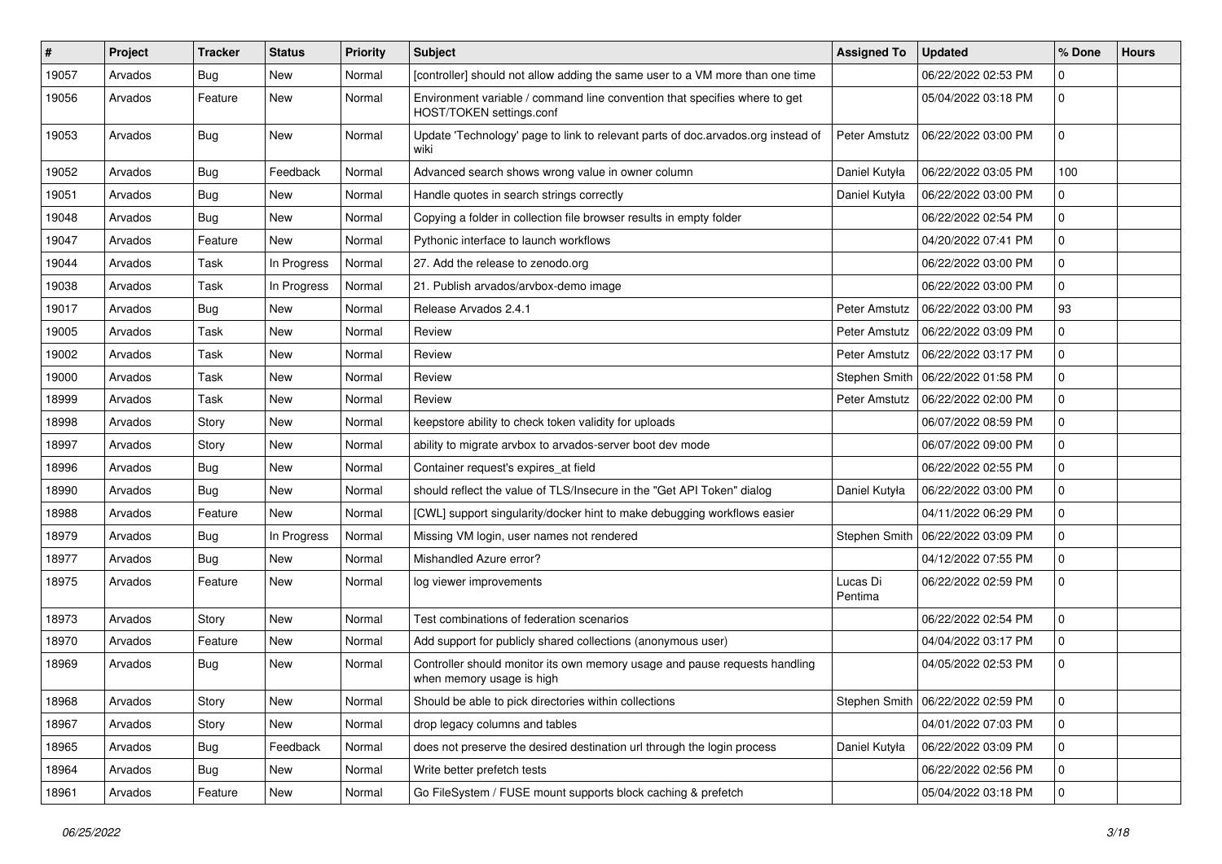| # | Project | Tracker | Status | Priority | Subject | Assigned To | Updated | % Done | Hours |
|---|---|---|---|---|---|---|---|---|---|
| 19057 | Arvados | Bug | New | Normal | [controller] should not allow adding the same user to a VM more than one time | | 06/22/2022 02:53 PM | 0 | |
| 19056 | Arvados | Feature | New | Normal | Environment variable / command line convention that specifies where to get HOST/TOKEN settings.conf | | 05/04/2022 03:18 PM | 0 | |
| 19053 | Arvados | Bug | New | Normal | Update 'Technology' page to link to relevant parts of doc.arvados.org instead of wiki | Peter Amstutz | 06/22/2022 03:00 PM | 0 | |
| 19052 | Arvados | Bug | Feedback | Normal | Advanced search shows wrong value in owner column | Daniel Kutyła | 06/22/2022 03:05 PM | 100 | |
| 19051 | Arvados | Bug | New | Normal | Handle quotes in search strings correctly | Daniel Kutyła | 06/22/2022 03:00 PM | 0 | |
| 19048 | Arvados | Bug | New | Normal | Copying a folder in collection file browser results in empty folder | | 06/22/2022 02:54 PM | 0 | |
| 19047 | Arvados | Feature | New | Normal | Pythonic interface to launch workflows | | 04/20/2022 07:41 PM | 0 | |
| 19044 | Arvados | Task | In Progress | Normal | 27. Add the release to zenodo.org | | 06/22/2022 03:00 PM | 0 | |
| 19038 | Arvados | Task | In Progress | Normal | 21. Publish arvados/arvbox-demo image | | 06/22/2022 03:00 PM | 0 | |
| 19017 | Arvados | Bug | New | Normal | Release Arvados 2.4.1 | Peter Amstutz | 06/22/2022 03:00 PM | 93 | |
| 19005 | Arvados | Task | New | Normal | Review | Peter Amstutz | 06/22/2022 03:09 PM | 0 | |
| 19002 | Arvados | Task | New | Normal | Review | Peter Amstutz | 06/22/2022 03:17 PM | 0 | |
| 19000 | Arvados | Task | New | Normal | Review | Stephen Smith | 06/22/2022 01:58 PM | 0 | |
| 18999 | Arvados | Task | New | Normal | Review | Peter Amstutz | 06/22/2022 02:00 PM | 0 | |
| 18998 | Arvados | Story | New | Normal | keepstore ability to check token validity for uploads | | 06/07/2022 08:59 PM | 0 | |
| 18997 | Arvados | Story | New | Normal | ability to migrate arvbox to arvados-server boot dev mode | | 06/07/2022 09:00 PM | 0 | |
| 18996 | Arvados | Bug | New | Normal | Container request's expires_at field | | 06/22/2022 02:55 PM | 0 | |
| 18990 | Arvados | Bug | New | Normal | should reflect the value of TLS/Insecure in the "Get API Token" dialog | Daniel Kutyła | 06/22/2022 03:00 PM | 0 | |
| 18988 | Arvados | Feature | New | Normal | [CWL] support singularity/docker hint to make debugging workflows easier | | 04/11/2022 06:29 PM | 0 | |
| 18979 | Arvados | Bug | In Progress | Normal | Missing VM login, user names not rendered | Stephen Smith | 06/22/2022 03:09 PM | 0 | |
| 18977 | Arvados | Bug | New | Normal | Mishandled Azure error? | | 04/12/2022 07:55 PM | 0 | |
| 18975 | Arvados | Feature | New | Normal | log viewer improvements | Lucas Di Pentima | 06/22/2022 02:59 PM | 0 | |
| 18973 | Arvados | Story | New | Normal | Test combinations of federation scenarios | | 06/22/2022 02:54 PM | 0 | |
| 18970 | Arvados | Feature | New | Normal | Add support for publicly shared collections (anonymous user) | | 04/04/2022 03:17 PM | 0 | |
| 18969 | Arvados | Bug | New | Normal | Controller should monitor its own memory usage and pause requests handling when memory usage is high | | 04/05/2022 02:53 PM | 0 | |
| 18968 | Arvados | Story | New | Normal | Should be able to pick directories within collections | Stephen Smith | 06/22/2022 02:59 PM | 0 | |
| 18967 | Arvados | Story | New | Normal | drop legacy columns and tables | | 04/01/2022 07:03 PM | 0 | |
| 18965 | Arvados | Bug | Feedback | Normal | does not preserve the desired destination url through the login process | Daniel Kutyła | 06/22/2022 03:09 PM | 0 | |
| 18964 | Arvados | Bug | New | Normal | Write better prefetch tests | | 06/22/2022 02:56 PM | 0 | |
| 18961 | Arvados | Feature | New | Normal | Go FileSystem / FUSE mount supports block caching & prefetch | | 05/04/2022 03:18 PM | 0 | |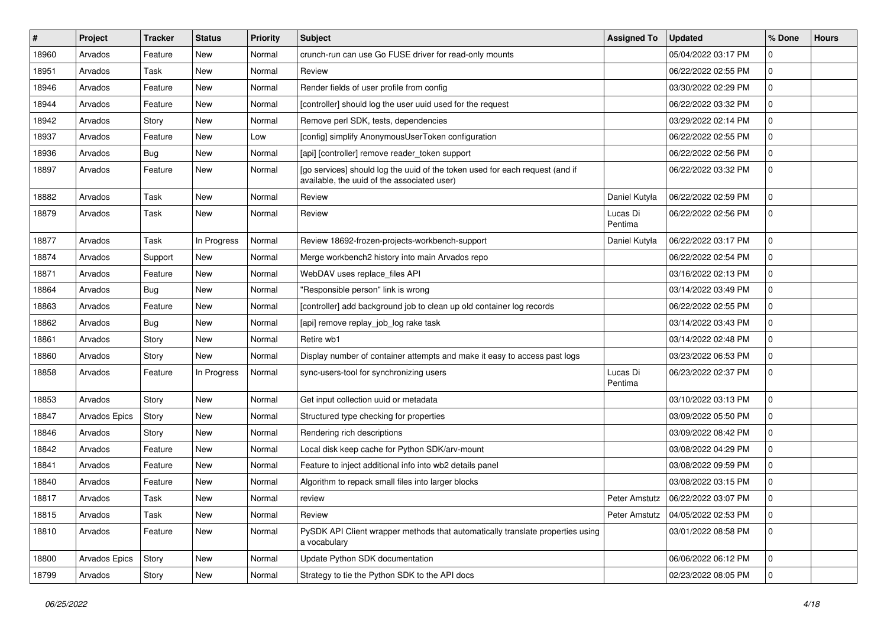| # | Project | Tracker | Status | Priority | Subject | Assigned To | Updated | % Done | Hours |
|---|---|---|---|---|---|---|---|---|---|
| 18960 | Arvados | Feature | New | Normal | crunch-run can use Go FUSE driver for read-only mounts | | 05/04/2022 03:17 PM | 0 | |
| 18951 | Arvados | Task | New | Normal | Review | | 06/22/2022 02:55 PM | 0 | |
| 18946 | Arvados | Feature | New | Normal | Render fields of user profile from config | | 03/30/2022 02:29 PM | 0 | |
| 18944 | Arvados | Feature | New | Normal | [controller] should log the user uuid used for the request | | 06/22/2022 03:32 PM | 0 | |
| 18942 | Arvados | Story | New | Normal | Remove perl SDK, tests, dependencies | | 03/29/2022 02:14 PM | 0 | |
| 18937 | Arvados | Feature | New | Low | [config] simplify AnonymousUserToken configuration | | 06/22/2022 02:55 PM | 0 | |
| 18936 | Arvados | Bug | New | Normal | [api] [controller] remove reader_token support | | 06/22/2022 02:56 PM | 0 | |
| 18897 | Arvados | Feature | New | Normal | [go services] should log the uuid of the token used for each request (and if available, the uuid of the associated user) | | 06/22/2022 03:32 PM | 0 | |
| 18882 | Arvados | Task | New | Normal | Review | Daniel Kutyła | 06/22/2022 02:59 PM | 0 | |
| 18879 | Arvados | Task | New | Normal | Review | Lucas Di Pentima | 06/22/2022 02:56 PM | 0 | |
| 18877 | Arvados | Task | In Progress | Normal | Review 18692-frozen-projects-workbench-support | Daniel Kutyła | 06/22/2022 03:17 PM | 0 | |
| 18874 | Arvados | Support | New | Normal | Merge workbench2 history into main Arvados repo | | 06/22/2022 02:54 PM | 0 | |
| 18871 | Arvados | Feature | New | Normal | WebDAV uses replace_files API | | 03/16/2022 02:13 PM | 0 | |
| 18864 | Arvados | Bug | New | Normal | "Responsible person" link is wrong | | 03/14/2022 03:49 PM | 0 | |
| 18863 | Arvados | Feature | New | Normal | [controller] add background job to clean up old container log records | | 06/22/2022 02:55 PM | 0 | |
| 18862 | Arvados | Bug | New | Normal | [api] remove replay_job_log rake task | | 03/14/2022 03:43 PM | 0 | |
| 18861 | Arvados | Story | New | Normal | Retire wb1 | | 03/14/2022 02:48 PM | 0 | |
| 18860 | Arvados | Story | New | Normal | Display number of container attempts and make it easy to access past logs | | 03/23/2022 06:53 PM | 0 | |
| 18858 | Arvados | Feature | In Progress | Normal | sync-users-tool for synchronizing users | Lucas Di Pentima | 06/23/2022 02:37 PM | 0 | |
| 18853 | Arvados | Story | New | Normal | Get input collection uuid or metadata | | 03/10/2022 03:13 PM | 0 | |
| 18847 | Arvados Epics | Story | New | Normal | Structured type checking for properties | | 03/09/2022 05:50 PM | 0 | |
| 18846 | Arvados | Story | New | Normal | Rendering rich descriptions | | 03/09/2022 08:42 PM | 0 | |
| 18842 | Arvados | Feature | New | Normal | Local disk keep cache for Python SDK/arv-mount | | 03/08/2022 04:29 PM | 0 | |
| 18841 | Arvados | Feature | New | Normal | Feature to inject additional info into wb2 details panel | | 03/08/2022 09:59 PM | 0 | |
| 18840 | Arvados | Feature | New | Normal | Algorithm to repack small files into larger blocks | | 03/08/2022 03:15 PM | 0 | |
| 18817 | Arvados | Task | New | Normal | review | Peter Amstutz | 06/22/2022 03:07 PM | 0 | |
| 18815 | Arvados | Task | New | Normal | Review | Peter Amstutz | 04/05/2022 02:53 PM | 0 | |
| 18810 | Arvados | Feature | New | Normal | PySDK API Client wrapper methods that automatically translate properties using a vocabulary | | 03/01/2022 08:58 PM | 0 | |
| 18800 | Arvados Epics | Story | New | Normal | Update Python SDK documentation | | 06/06/2022 06:12 PM | 0 | |
| 18799 | Arvados | Story | New | Normal | Strategy to tie the Python SDK to the API docs | | 02/23/2022 08:05 PM | 0 | |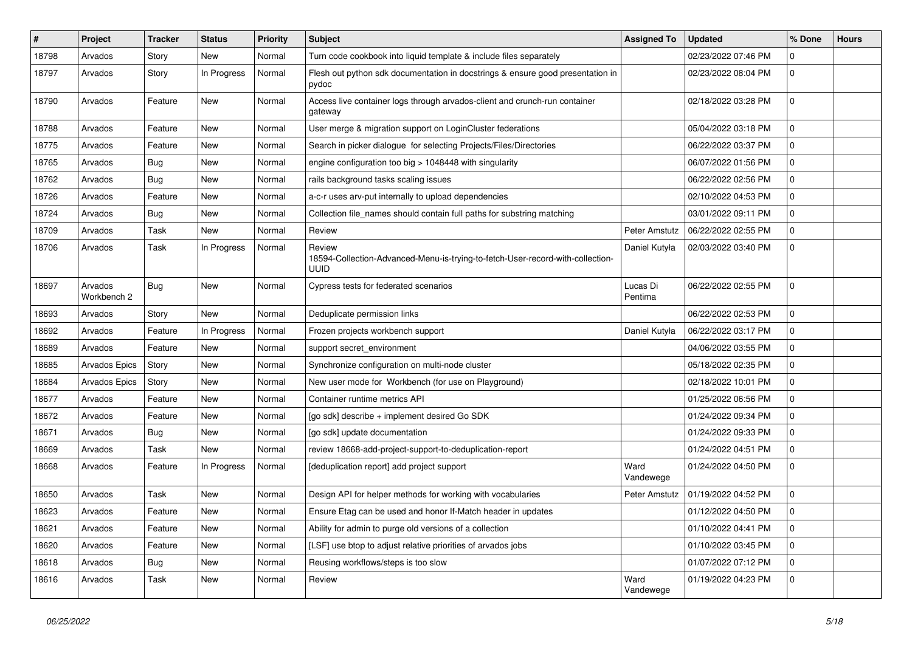| # | Project | Tracker | Status | Priority | Subject | Assigned To | Updated | % Done | Hours |
|---|---|---|---|---|---|---|---|---|---|
| 18798 | Arvados | Story | New | Normal | Turn code cookbook into liquid template & include files separately | | 02/23/2022 07:46 PM | 0 | |
| 18797 | Arvados | Story | In Progress | Normal | Flesh out python sdk documentation in docstrings & ensure good presentation in pydoc | | 02/23/2022 08:04 PM | 0 | |
| 18790 | Arvados | Feature | New | Normal | Access live container logs through arvados-client and crunch-run container gateway | | 02/18/2022 03:28 PM | 0 | |
| 18788 | Arvados | Feature | New | Normal | User merge & migration support on LoginCluster federations | | 05/04/2022 03:18 PM | 0 | |
| 18775 | Arvados | Feature | New | Normal | Search in picker dialogue for selecting Projects/Files/Directories | | 06/22/2022 03:37 PM | 0 | |
| 18765 | Arvados | Bug | New | Normal | engine configuration too big > 1048448 with singularity | | 06/07/2022 01:56 PM | 0 | |
| 18762 | Arvados | Bug | New | Normal | rails background tasks scaling issues | | 06/22/2022 02:56 PM | 0 | |
| 18726 | Arvados | Feature | New | Normal | a-c-r uses arv-put internally to upload dependencies | | 02/10/2022 04:53 PM | 0 | |
| 18724 | Arvados | Bug | New | Normal | Collection file_names should contain full paths for substring matching | | 03/01/2022 09:11 PM | 0 | |
| 18709 | Arvados | Task | New | Normal | Review | Peter Amstutz | 06/22/2022 02:55 PM | 0 | |
| 18706 | Arvados | Task | In Progress | Normal | Review 18594-Collection-Advanced-Menu-is-trying-to-fetch-User-record-with-collection-UUID | Daniel Kutyła | 02/03/2022 03:40 PM | 0 | |
| 18697 | Arvados Workbench 2 | Bug | New | Normal | Cypress tests for federated scenarios | Lucas Di Pentima | 06/22/2022 02:55 PM | 0 | |
| 18693 | Arvados | Story | New | Normal | Deduplicate permission links | | 06/22/2022 02:53 PM | 0 | |
| 18692 | Arvados | Feature | In Progress | Normal | Frozen projects workbench support | Daniel Kutyła | 06/22/2022 03:17 PM | 0 | |
| 18689 | Arvados | Feature | New | Normal | support secret_environment | | 04/06/2022 03:55 PM | 0 | |
| 18685 | Arvados Epics | Story | New | Normal | Synchronize configuration on multi-node cluster | | 05/18/2022 02:35 PM | 0 | |
| 18684 | Arvados Epics | Story | New | Normal | New user mode for Workbench (for use on Playground) | | 02/18/2022 10:01 PM | 0 | |
| 18677 | Arvados | Feature | New | Normal | Container runtime metrics API | | 01/25/2022 06:56 PM | 0 | |
| 18672 | Arvados | Feature | New | Normal | [go sdk] describe + implement desired Go SDK | | 01/24/2022 09:34 PM | 0 | |
| 18671 | Arvados | Bug | New | Normal | [go sdk] update documentation | | 01/24/2022 09:33 PM | 0 | |
| 18669 | Arvados | Task | New | Normal | review 18668-add-project-support-to-deduplication-report | | 01/24/2022 04:51 PM | 0 | |
| 18668 | Arvados | Feature | In Progress | Normal | [deduplication report] add project support | Ward Vandewege | 01/24/2022 04:50 PM | 0 | |
| 18650 | Arvados | Task | New | Normal | Design API for helper methods for working with vocabularies | Peter Amstutz | 01/19/2022 04:52 PM | 0 | |
| 18623 | Arvados | Feature | New | Normal | Ensure Etag can be used and honor If-Match header in updates | | 01/12/2022 04:50 PM | 0 | |
| 18621 | Arvados | Feature | New | Normal | Ability for admin to purge old versions of a collection | | 01/10/2022 04:41 PM | 0 | |
| 18620 | Arvados | Feature | New | Normal | [LSF] use btop to adjust relative priorities of arvados jobs | | 01/10/2022 03:45 PM | 0 | |
| 18618 | Arvados | Bug | New | Normal | Reusing workflows/steps is too slow | | 01/07/2022 07:12 PM | 0 | |
| 18616 | Arvados | Task | New | Normal | Review | Ward Vandewege | 01/19/2022 04:23 PM | 0 | |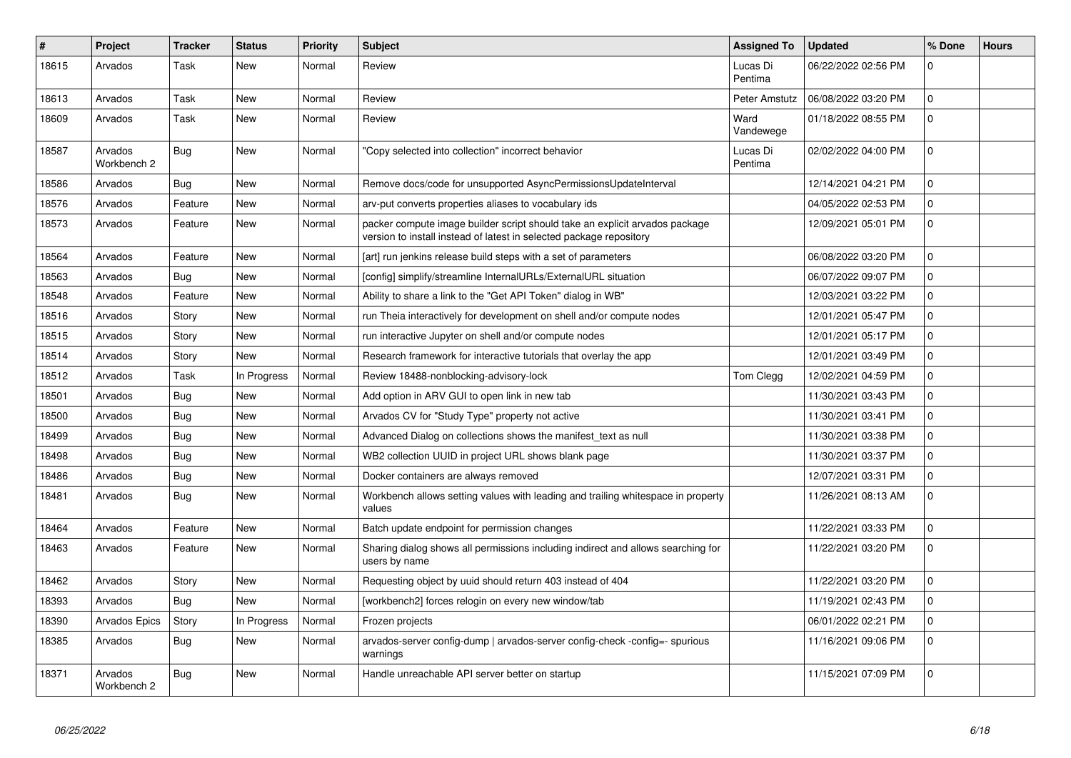| # | Project | Tracker | Status | Priority | Subject | Assigned To | Updated | % Done | Hours |
|---|---|---|---|---|---|---|---|---|---|
| 18615 | Arvados | Task | New | Normal | Review | Lucas Di Pentima | 06/22/2022 02:56 PM | 0 | |
| 18613 | Arvados | Task | New | Normal | Review | Peter Amstutz | 06/08/2022 03:20 PM | 0 | |
| 18609 | Arvados | Task | New | Normal | Review | Ward Vandewege | 01/18/2022 08:55 PM | 0 | |
| 18587 | Arvados Workbench 2 | Bug | New | Normal | "Copy selected into collection" incorrect behavior | Lucas Di Pentima | 02/02/2022 04:00 PM | 0 | |
| 18586 | Arvados | Bug | New | Normal | Remove docs/code for unsupported AsyncPermissionsUpdateInterval | | 12/14/2021 04:21 PM | 0 | |
| 18576 | Arvados | Feature | New | Normal | arv-put converts properties aliases to vocabulary ids | | 04/05/2022 02:53 PM | 0 | |
| 18573 | Arvados | Feature | New | Normal | packer compute image builder script should take an explicit arvados package version to install instead of latest in selected package repository | | 12/09/2021 05:01 PM | 0 | |
| 18564 | Arvados | Feature | New | Normal | [art] run jenkins release build steps with a set of parameters | | 06/08/2022 03:20 PM | 0 | |
| 18563 | Arvados | Bug | New | Normal | [config] simplify/streamline InternalURLs/ExternalURL situation | | 06/07/2022 09:07 PM | 0 | |
| 18548 | Arvados | Feature | New | Normal | Ability to share a link to the "Get API Token" dialog in WB" | | 12/03/2021 03:22 PM | 0 | |
| 18516 | Arvados | Story | New | Normal | run Theia interactively for development on shell and/or compute nodes | | 12/01/2021 05:47 PM | 0 | |
| 18515 | Arvados | Story | New | Normal | run interactive Jupyter on shell and/or compute nodes | | 12/01/2021 05:17 PM | 0 | |
| 18514 | Arvados | Story | New | Normal | Research framework for interactive tutorials that overlay the app | | 12/01/2021 03:49 PM | 0 | |
| 18512 | Arvados | Task | In Progress | Normal | Review 18488-nonblocking-advisory-lock | Tom Clegg | 12/02/2021 04:59 PM | 0 | |
| 18501 | Arvados | Bug | New | Normal | Add option in ARV GUI to open link in new tab | | 11/30/2021 03:43 PM | 0 | |
| 18500 | Arvados | Bug | New | Normal | Arvados CV for "Study Type" property not active | | 11/30/2021 03:41 PM | 0 | |
| 18499 | Arvados | Bug | New | Normal | Advanced Dialog on collections shows the manifest_text as null | | 11/30/2021 03:38 PM | 0 | |
| 18498 | Arvados | Bug | New | Normal | WB2 collection UUID in project URL shows blank page | | 11/30/2021 03:37 PM | 0 | |
| 18486 | Arvados | Bug | New | Normal | Docker containers are always removed | | 12/07/2021 03:31 PM | 0 | |
| 18481 | Arvados | Bug | New | Normal | Workbench allows setting values with leading and trailing whitespace in property values | | 11/26/2021 08:13 AM | 0 | |
| 18464 | Arvados | Feature | New | Normal | Batch update endpoint for permission changes | | 11/22/2021 03:33 PM | 0 | |
| 18463 | Arvados | Feature | New | Normal | Sharing dialog shows all permissions including indirect and allows searching for users by name | | 11/22/2021 03:20 PM | 0 | |
| 18462 | Arvados | Story | New | Normal | Requesting object by uuid should return 403 instead of 404 | | 11/22/2021 03:20 PM | 0 | |
| 18393 | Arvados | Bug | New | Normal | [workbench2] forces relogin on every new window/tab | | 11/19/2021 02:43 PM | 0 | |
| 18390 | Arvados Epics | Story | In Progress | Normal | Frozen projects | | 06/01/2022 02:21 PM | 0 | |
| 18385 | Arvados | Bug | New | Normal | arvados-server config-dump \| arvados-server config-check -config=- spurious warnings | | 11/16/2021 09:06 PM | 0 | |
| 18371 | Arvados Workbench 2 | Bug | New | Normal | Handle unreachable API server better on startup | | 11/15/2021 07:09 PM | 0 | |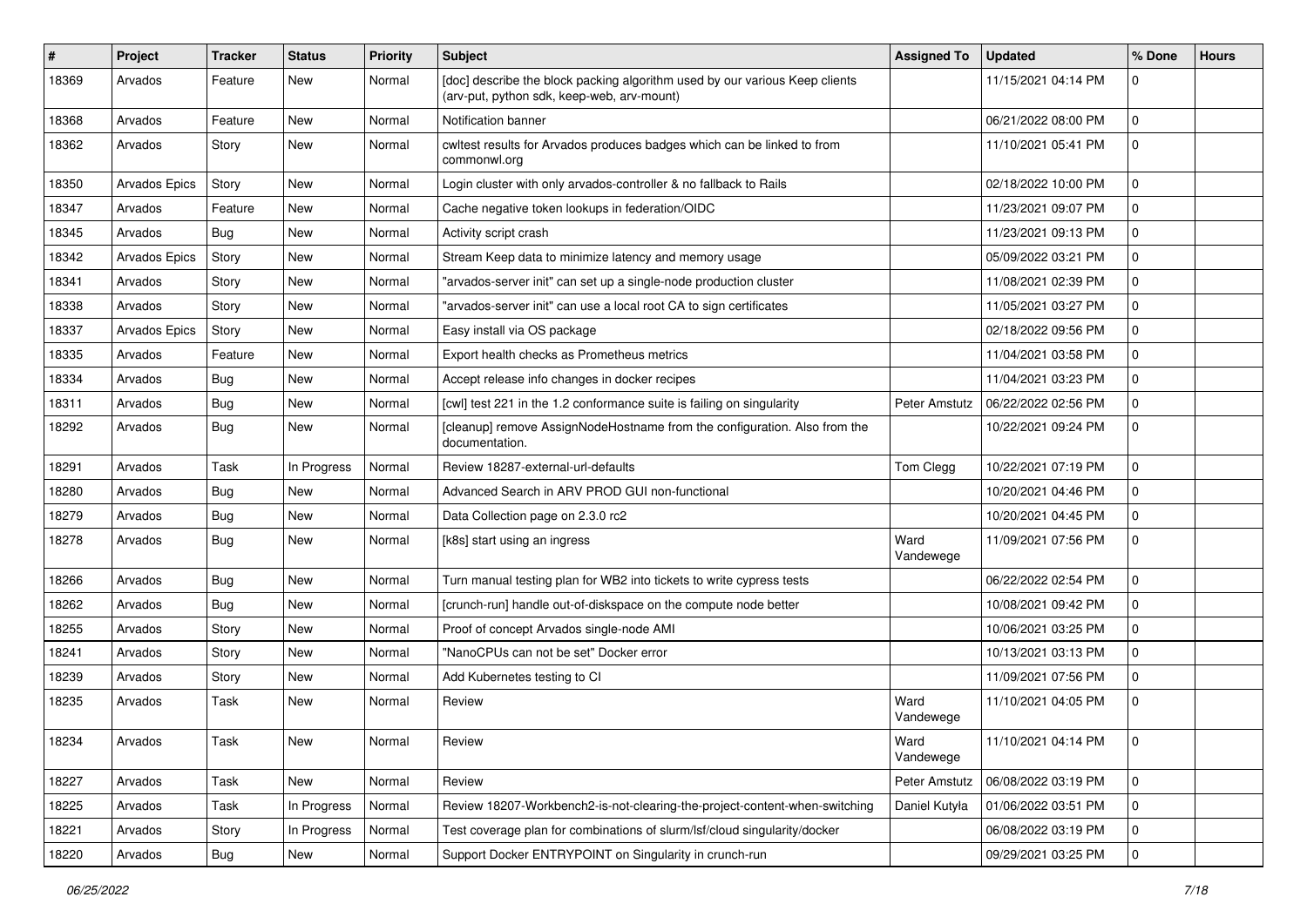| # | Project | Tracker | Status | Priority | Subject | Assigned To | Updated | % Done | Hours |
|---|---|---|---|---|---|---|---|---|---|
| 18369 | Arvados | Feature | New | Normal | [doc] describe the block packing algorithm used by our various Keep clients (arv-put, python sdk, keep-web, arv-mount) | | 11/15/2021 04:14 PM | 0 | |
| 18368 | Arvados | Feature | New | Normal | Notification banner | | 06/21/2022 08:00 PM | 0 | |
| 18362 | Arvados | Story | New | Normal | cwltest results for Arvados produces badges which can be linked to from commonwl.org | | 11/10/2021 05:41 PM | 0 | |
| 18350 | Arvados Epics | Story | New | Normal | Login cluster with only arvados-controller & no fallback to Rails | | 02/18/2022 10:00 PM | 0 | |
| 18347 | Arvados | Feature | New | Normal | Cache negative token lookups in federation/OIDC | | 11/23/2021 09:07 PM | 0 | |
| 18345 | Arvados | Bug | New | Normal | Activity script crash | | 11/23/2021 09:13 PM | 0 | |
| 18342 | Arvados Epics | Story | New | Normal | Stream Keep data to minimize latency and memory usage | | 05/09/2022 03:21 PM | 0 | |
| 18341 | Arvados | Story | New | Normal | "arvados-server init" can set up a single-node production cluster | | 11/08/2021 02:39 PM | 0 | |
| 18338 | Arvados | Story | New | Normal | "arvados-server init" can use a local root CA to sign certificates | | 11/05/2021 03:27 PM | 0 | |
| 18337 | Arvados Epics | Story | New | Normal | Easy install via OS package | | 02/18/2022 09:56 PM | 0 | |
| 18335 | Arvados | Feature | New | Normal | Export health checks as Prometheus metrics | | 11/04/2021 03:58 PM | 0 | |
| 18334 | Arvados | Bug | New | Normal | Accept release info changes in docker recipes | | 11/04/2021 03:23 PM | 0 | |
| 18311 | Arvados | Bug | New | Normal | [cwl] test 221 in the 1.2 conformance suite is failing on singularity | Peter Amstutz | 06/22/2022 02:56 PM | 0 | |
| 18292 | Arvados | Bug | New | Normal | [cleanup] remove AssignNodeHostname from the configuration. Also from the documentation. | | 10/22/2021 09:24 PM | 0 | |
| 18291 | Arvados | Task | In Progress | Normal | Review 18287-external-url-defaults | Tom Clegg | 10/22/2021 07:19 PM | 0 | |
| 18280 | Arvados | Bug | New | Normal | Advanced Search in ARV PROD GUI non-functional | | 10/20/2021 04:46 PM | 0 | |
| 18279 | Arvados | Bug | New | Normal | Data Collection page on 2.3.0 rc2 | | 10/20/2021 04:45 PM | 0 | |
| 18278 | Arvados | Bug | New | Normal | [k8s] start using an ingress | Ward Vandewege | 11/09/2021 07:56 PM | 0 | |
| 18266 | Arvados | Bug | New | Normal | Turn manual testing plan for WB2 into tickets to write cypress tests | | 06/22/2022 02:54 PM | 0 | |
| 18262 | Arvados | Bug | New | Normal | [crunch-run] handle out-of-diskspace on the compute node better | | 10/08/2021 09:42 PM | 0 | |
| 18255 | Arvados | Story | New | Normal | Proof of concept Arvados single-node AMI | | 10/06/2021 03:25 PM | 0 | |
| 18241 | Arvados | Story | New | Normal | "NanoCPUs can not be set" Docker error | | 10/13/2021 03:13 PM | 0 | |
| 18239 | Arvados | Story | New | Normal | Add Kubernetes testing to CI | | 11/09/2021 07:56 PM | 0 | |
| 18235 | Arvados | Task | New | Normal | Review | Ward Vandewege | 11/10/2021 04:05 PM | 0 | |
| 18234 | Arvados | Task | New | Normal | Review | Ward Vandewege | 11/10/2021 04:14 PM | 0 | |
| 18227 | Arvados | Task | New | Normal | Review | Peter Amstutz | 06/08/2022 03:19 PM | 0 | |
| 18225 | Arvados | Task | In Progress | Normal | Review 18207-Workbench2-is-not-clearing-the-project-content-when-switching | Daniel Kutyła | 01/06/2022 03:51 PM | 0 | |
| 18221 | Arvados | Story | In Progress | Normal | Test coverage plan for combinations of slurm/lsf/cloud singularity/docker | | 06/08/2022 03:19 PM | 0 | |
| 18220 | Arvados | Bug | New | Normal | Support Docker ENTRYPOINT on Singularity in crunch-run | | 09/29/2021 03:25 PM | 0 | |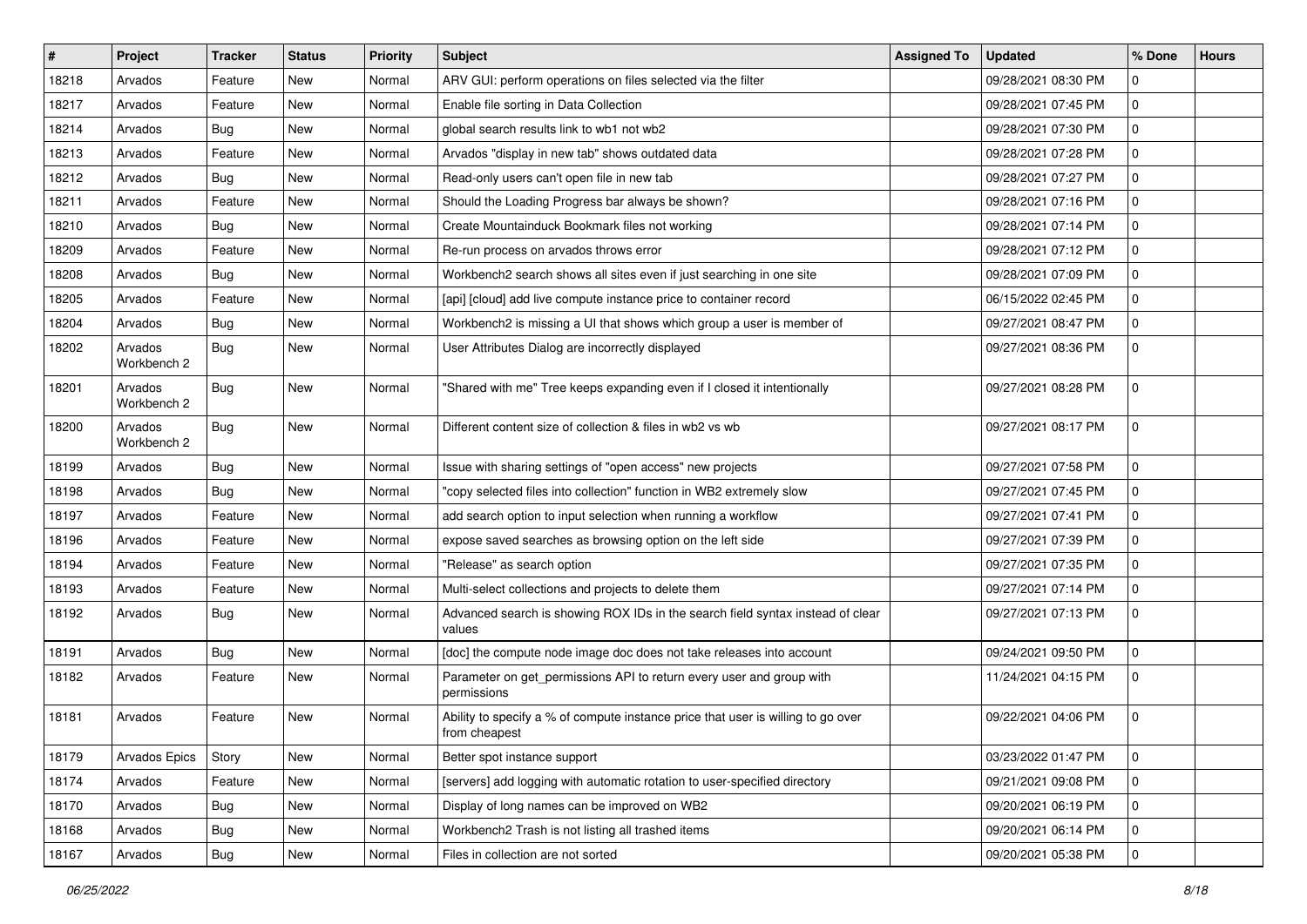| # | Project | Tracker | Status | Priority | Subject | Assigned To | Updated | % Done | Hours |
|---|---|---|---|---|---|---|---|---|---|
| 18218 | Arvados | Feature | New | Normal | ARV GUI: perform operations on files selected via the filter | | 09/28/2021 08:30 PM | 0 | |
| 18217 | Arvados | Feature | New | Normal | Enable file sorting in Data Collection | | 09/28/2021 07:45 PM | 0 | |
| 18214 | Arvados | Bug | New | Normal | global search results link to wb1 not wb2 | | 09/28/2021 07:30 PM | 0 | |
| 18213 | Arvados | Feature | New | Normal | Arvados "display in new tab" shows outdated data | | 09/28/2021 07:28 PM | 0 | |
| 18212 | Arvados | Bug | New | Normal | Read-only users can't open file in new tab | | 09/28/2021 07:27 PM | 0 | |
| 18211 | Arvados | Feature | New | Normal | Should the Loading Progress bar always be shown? | | 09/28/2021 07:16 PM | 0 | |
| 18210 | Arvados | Bug | New | Normal | Create Mountainduck Bookmark files not working | | 09/28/2021 07:14 PM | 0 | |
| 18209 | Arvados | Feature | New | Normal | Re-run process on arvados throws error | | 09/28/2021 07:12 PM | 0 | |
| 18208 | Arvados | Bug | New | Normal | Workbench2 search shows all sites even if just searching in one site | | 09/28/2021 07:09 PM | 0 | |
| 18205 | Arvados | Feature | New | Normal | [api] [cloud] add live compute instance price to container record | | 06/15/2022 02:45 PM | 0 | |
| 18204 | Arvados | Bug | New | Normal | Workbench2 is missing a UI that shows which group a user is member of | | 09/27/2021 08:47 PM | 0 | |
| 18202 | Arvados Workbench 2 | Bug | New | Normal | User Attributes Dialog are incorrectly displayed | | 09/27/2021 08:36 PM | 0 | |
| 18201 | Arvados Workbench 2 | Bug | New | Normal | "Shared with me" Tree keeps expanding even if I closed it intentionally | | 09/27/2021 08:28 PM | 0 | |
| 18200 | Arvados Workbench 2 | Bug | New | Normal | Different content size of collection & files in wb2 vs wb | | 09/27/2021 08:17 PM | 0 | |
| 18199 | Arvados | Bug | New | Normal | Issue with sharing settings of "open access" new projects | | 09/27/2021 07:58 PM | 0 | |
| 18198 | Arvados | Bug | New | Normal | "copy selected files into collection" function in WB2 extremely slow | | 09/27/2021 07:45 PM | 0 | |
| 18197 | Arvados | Feature | New | Normal | add search option to input selection when running a workflow | | 09/27/2021 07:41 PM | 0 | |
| 18196 | Arvados | Feature | New | Normal | expose saved searches as browsing option on the left side | | 09/27/2021 07:39 PM | 0 | |
| 18194 | Arvados | Feature | New | Normal | "Release" as search option | | 09/27/2021 07:35 PM | 0 | |
| 18193 | Arvados | Feature | New | Normal | Multi-select collections and projects to delete them | | 09/27/2021 07:14 PM | 0 | |
| 18192 | Arvados | Bug | New | Normal | Advanced search is showing ROX IDs in the search field syntax instead of clear values | | 09/27/2021 07:13 PM | 0 | |
| 18191 | Arvados | Bug | New | Normal | [doc] the compute node image doc does not take releases into account | | 09/24/2021 09:50 PM | 0 | |
| 18182 | Arvados | Feature | New | Normal | Parameter on get_permissions API to return every user and group with permissions | | 11/24/2021 04:15 PM | 0 | |
| 18181 | Arvados | Feature | New | Normal | Ability to specify a % of compute instance price that user is willing to go over from cheapest | | 09/22/2021 04:06 PM | 0 | |
| 18179 | Arvados Epics | Story | New | Normal | Better spot instance support | | 03/23/2022 01:47 PM | 0 | |
| 18174 | Arvados | Feature | New | Normal | [servers] add logging with automatic rotation to user-specified directory | | 09/21/2021 09:08 PM | 0 | |
| 18170 | Arvados | Bug | New | Normal | Display of long names can be improved on WB2 | | 09/20/2021 06:19 PM | 0 | |
| 18168 | Arvados | Bug | New | Normal | Workbench2 Trash is not listing all trashed items | | 09/20/2021 06:14 PM | 0 | |
| 18167 | Arvados | Bug | New | Normal | Files in collection are not sorted | | 09/20/2021 05:38 PM | 0 | |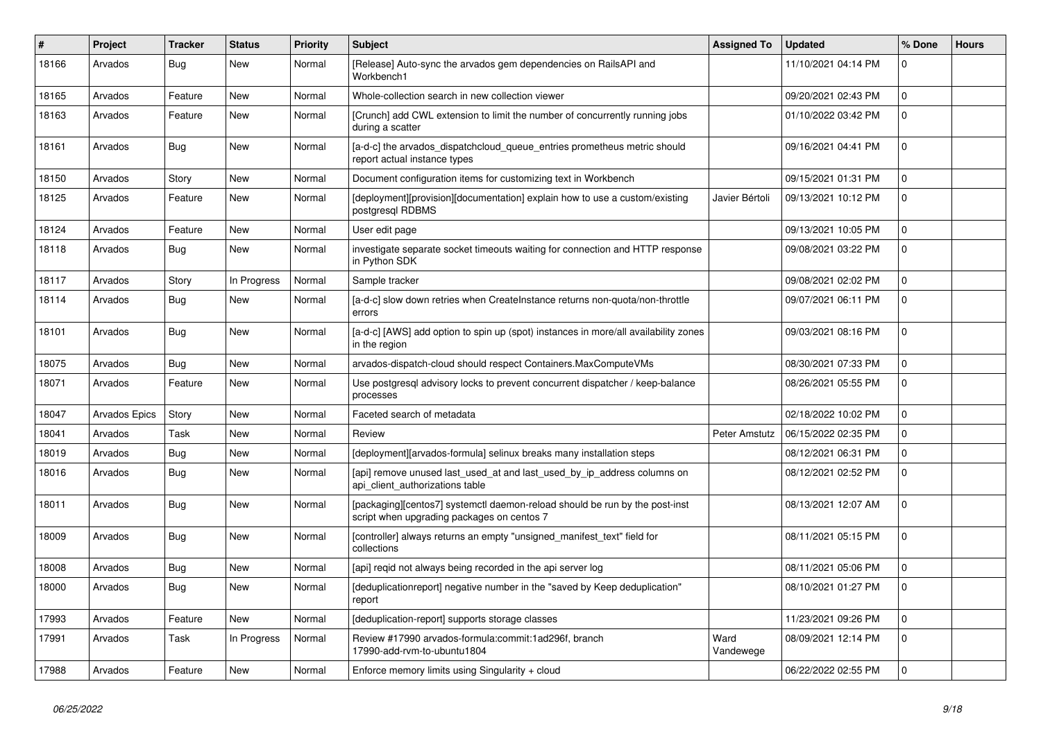| # | Project | Tracker | Status | Priority | Subject | Assigned To | Updated | % Done | Hours |
|---|---|---|---|---|---|---|---|---|---|
| 18166 | Arvados | Bug | New | Normal | [Release] Auto-sync the arvados gem dependencies on RailsAPI and Workbench1 | | 11/10/2021 04:14 PM | 0 | |
| 18165 | Arvados | Feature | New | Normal | Whole-collection search in new collection viewer | | 09/20/2021 02:43 PM | 0 | |
| 18163 | Arvados | Feature | New | Normal | [Crunch] add CWL extension to limit the number of concurrently running jobs during a scatter | | 01/10/2022 03:42 PM | 0 | |
| 18161 | Arvados | Bug | New | Normal | [a-d-c] the arvados_dispatchcloud_queue_entries prometheus metric should report actual instance types | | 09/16/2021 04:41 PM | 0 | |
| 18150 | Arvados | Story | New | Normal | Document configuration items for customizing text in Workbench | | 09/15/2021 01:31 PM | 0 | |
| 18125 | Arvados | Feature | New | Normal | [deployment][provision][documentation] explain how to use a custom/existing postgresql RDBMS | Javier Bértoli | 09/13/2021 10:12 PM | 0 | |
| 18124 | Arvados | Feature | New | Normal | User edit page | | 09/13/2021 10:05 PM | 0 | |
| 18118 | Arvados | Bug | New | Normal | investigate separate socket timeouts waiting for connection and HTTP response in Python SDK | | 09/08/2021 03:22 PM | 0 | |
| 18117 | Arvados | Story | In Progress | Normal | Sample tracker | | 09/08/2021 02:02 PM | 0 | |
| 18114 | Arvados | Bug | New | Normal | [a-d-c] slow down retries when CreateInstance returns non-quota/non-throttle errors | | 09/07/2021 06:11 PM | 0 | |
| 18101 | Arvados | Bug | New | Normal | [a-d-c] [AWS] add option to spin up (spot) instances in more/all availability zones in the region | | 09/03/2021 08:16 PM | 0 | |
| 18075 | Arvados | Bug | New | Normal | arvados-dispatch-cloud should respect Containers.MaxComputeVMs | | 08/30/2021 07:33 PM | 0 | |
| 18071 | Arvados | Feature | New | Normal | Use postgresql advisory locks to prevent concurrent dispatcher / keep-balance processes | | 08/26/2021 05:55 PM | 0 | |
| 18047 | Arvados Epics | Story | New | Normal | Faceted search of metadata | | 02/18/2022 10:02 PM | 0 | |
| 18041 | Arvados | Task | New | Normal | Review | Peter Amstutz | 06/15/2022 02:35 PM | 0 | |
| 18019 | Arvados | Bug | New | Normal | [deployment][arvados-formula] selinux breaks many installation steps | | 08/12/2021 06:31 PM | 0 | |
| 18016 | Arvados | Bug | New | Normal | [api] remove unused last_used_at and last_used_by_ip_address columns on api_client_authorizations table | | 08/12/2021 02:52 PM | 0 | |
| 18011 | Arvados | Bug | New | Normal | [packaging][centos7] systemctl daemon-reload should be run by the post-inst script when upgrading packages on centos 7 | | 08/13/2021 12:07 AM | 0 | |
| 18009 | Arvados | Bug | New | Normal | [controller] always returns an empty "unsigned_manifest_text" field for collections | | 08/11/2021 05:15 PM | 0 | |
| 18008 | Arvados | Bug | New | Normal | [api] reqid not always being recorded in the api server log | | 08/11/2021 05:06 PM | 0 | |
| 18000 | Arvados | Bug | New | Normal | [deduplicationreport] negative number in the "saved by Keep deduplication" report | | 08/10/2021 01:27 PM | 0 | |
| 17993 | Arvados | Feature | New | Normal | [deduplication-report] supports storage classes | | 11/23/2021 09:26 PM | 0 | |
| 17991 | Arvados | Task | In Progress | Normal | Review #17990 arvados-formula:commit:1ad296f, branch 17990-add-rvm-to-ubuntu1804 | Ward Vandewege | 08/09/2021 12:14 PM | 0 | |
| 17988 | Arvados | Feature | New | Normal | Enforce memory limits using Singularity + cloud | | 06/22/2022 02:55 PM | 0 | |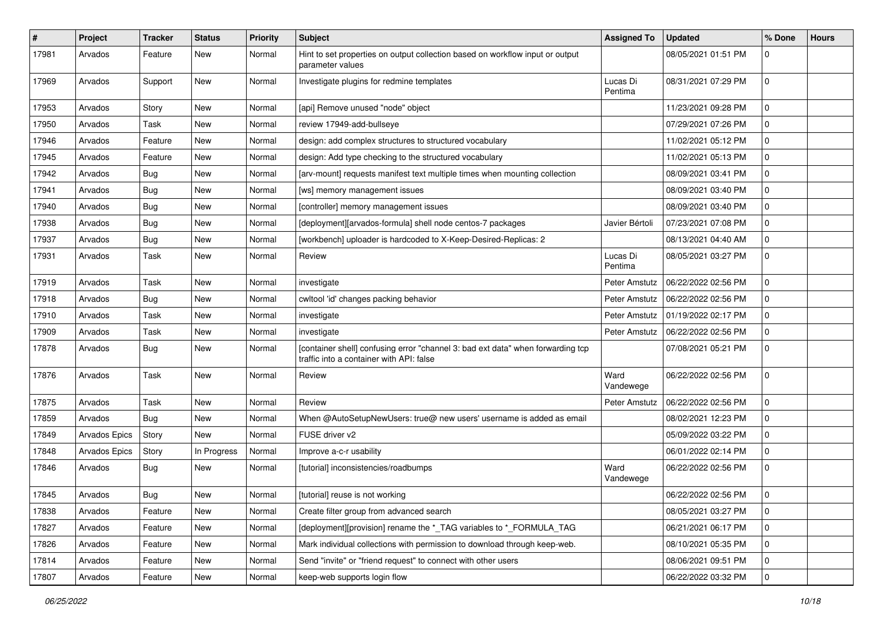| # | Project | Tracker | Status | Priority | Subject | Assigned To | Updated | % Done | Hours |
|---|---|---|---|---|---|---|---|---|---|
| 17981 | Arvados | Feature | New | Normal | Hint to set properties on output collection based on workflow input or output parameter values | | 08/05/2021 01:51 PM | 0 | |
| 17969 | Arvados | Support | New | Normal | Investigate plugins for redmine templates | Lucas Di Pentima | 08/31/2021 07:29 PM | 0 | |
| 17953 | Arvados | Story | New | Normal | [api] Remove unused "node" object | | 11/23/2021 09:28 PM | 0 | |
| 17950 | Arvados | Task | New | Normal | review 17949-add-bullseye | | 07/29/2021 07:26 PM | 0 | |
| 17946 | Arvados | Feature | New | Normal | design: add complex structures to structured vocabulary | | 11/02/2021 05:12 PM | 0 | |
| 17945 | Arvados | Feature | New | Normal | design: Add type checking to the structured vocabulary | | 11/02/2021 05:13 PM | 0 | |
| 17942 | Arvados | Bug | New | Normal | [arv-mount] requests manifest text multiple times when mounting collection | | 08/09/2021 03:41 PM | 0 | |
| 17941 | Arvados | Bug | New | Normal | [ws] memory management issues | | 08/09/2021 03:40 PM | 0 | |
| 17940 | Arvados | Bug | New | Normal | [controller] memory management issues | | 08/09/2021 03:40 PM | 0 | |
| 17938 | Arvados | Bug | New | Normal | [deployment][arvados-formula] shell node centos-7 packages | Javier Bértoli | 07/23/2021 07:08 PM | 0 | |
| 17937 | Arvados | Bug | New | Normal | [workbench] uploader is hardcoded to X-Keep-Desired-Replicas: 2 | | 08/13/2021 04:40 AM | 0 | |
| 17931 | Arvados | Task | New | Normal | Review | Lucas Di Pentima | 08/05/2021 03:27 PM | 0 | |
| 17919 | Arvados | Task | New | Normal | investigate | Peter Amstutz | 06/22/2022 02:56 PM | 0 | |
| 17918 | Arvados | Bug | New | Normal | cwltool 'id' changes packing behavior | Peter Amstutz | 06/22/2022 02:56 PM | 0 | |
| 17910 | Arvados | Task | New | Normal | investigate | Peter Amstutz | 01/19/2022 02:17 PM | 0 | |
| 17909 | Arvados | Task | New | Normal | investigate | Peter Amstutz | 06/22/2022 02:56 PM | 0 | |
| 17878 | Arvados | Bug | New | Normal | [container shell] confusing error "channel 3: bad ext data" when forwarding tcp traffic into a container with API: false | | 07/08/2021 05:21 PM | 0 | |
| 17876 | Arvados | Task | New | Normal | Review | Ward Vandewege | 06/22/2022 02:56 PM | 0 | |
| 17875 | Arvados | Task | New | Normal | Review | Peter Amstutz | 06/22/2022 02:56 PM | 0 | |
| 17859 | Arvados | Bug | New | Normal | When @AutoSetupNewUsers: true@ new users' username is added as email | | 08/02/2021 12:23 PM | 0 | |
| 17849 | Arvados Epics | Story | New | Normal | FUSE driver v2 | | 05/09/2022 03:22 PM | 0 | |
| 17848 | Arvados Epics | Story | In Progress | Normal | Improve a-c-r usability | | 06/01/2022 02:14 PM | 0 | |
| 17846 | Arvados | Bug | New | Normal | [tutorial] inconsistencies/roadbumps | Ward Vandewege | 06/22/2022 02:56 PM | 0 | |
| 17845 | Arvados | Bug | New | Normal | [tutorial] reuse is not working | | 06/22/2022 02:56 PM | 0 | |
| 17838 | Arvados | Feature | New | Normal | Create filter group from advanced search | | 08/05/2021 03:27 PM | 0 | |
| 17827 | Arvados | Feature | New | Normal | [deployment][provision] rename the *_TAG variables to *_FORMULA_TAG | | 06/21/2021 06:17 PM | 0 | |
| 17826 | Arvados | Feature | New | Normal | Mark individual collections with permission to download through keep-web. | | 08/10/2021 05:35 PM | 0 | |
| 17814 | Arvados | Feature | New | Normal | Send "invite" or "friend request" to connect with other users | | 08/06/2021 09:51 PM | 0 | |
| 17807 | Arvados | Feature | New | Normal | keep-web supports login flow | | 06/22/2022 03:32 PM | 0 | |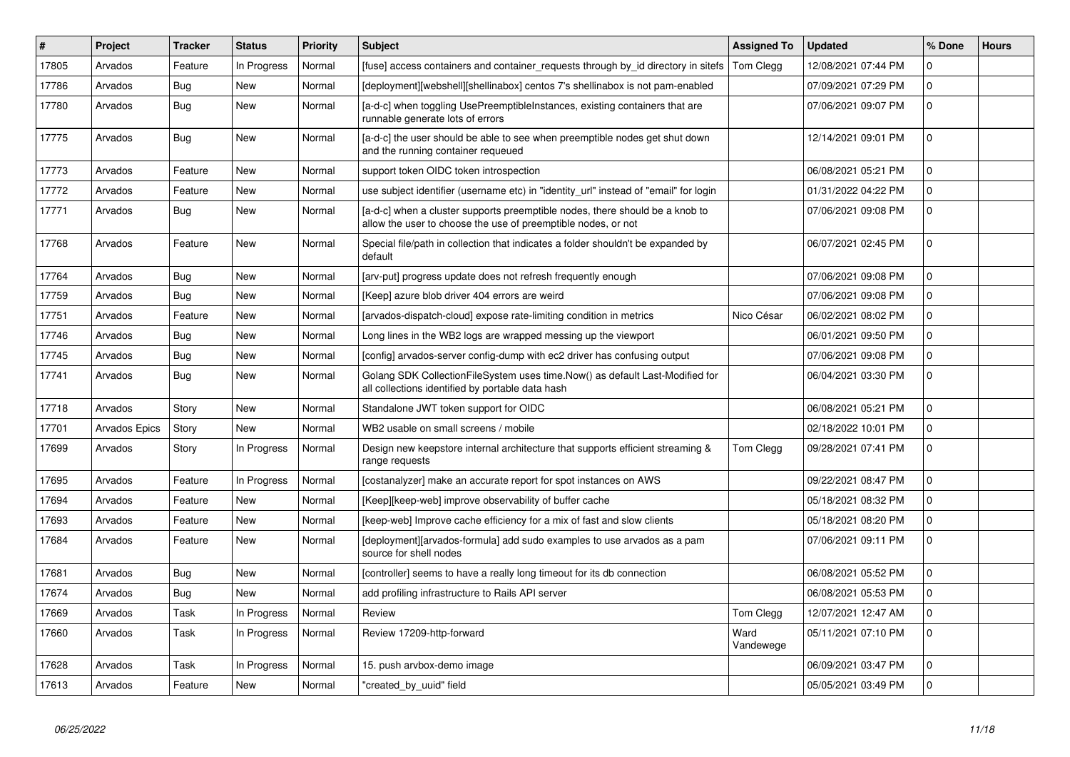| # | Project | Tracker | Status | Priority | Subject | Assigned To | Updated | % Done | Hours |
|---|---|---|---|---|---|---|---|---|---|
| 17805 | Arvados | Feature | In Progress | Normal | [fuse] access containers and container_requests through by_id directory in sitefs | Tom Clegg | 12/08/2021 07:44 PM | 0 | |
| 17786 | Arvados | Bug | New | Normal | [deployment][webshell][shellinabox] centos 7's shellinabox is not pam-enabled | | 07/09/2021 07:29 PM | 0 | |
| 17780 | Arvados | Bug | New | Normal | [a-d-c] when toggling UsePreemptibleInstances, existing containers that are runnable generate lots of errors | | 07/06/2021 09:07 PM | 0 | |
| 17775 | Arvados | Bug | New | Normal | [a-d-c] the user should be able to see when preemptible nodes get shut down and the running container requeued | | 12/14/2021 09:01 PM | 0 | |
| 17773 | Arvados | Feature | New | Normal | support token OIDC token introspection | | 06/08/2021 05:21 PM | 0 | |
| 17772 | Arvados | Feature | New | Normal | use subject identifier (username etc) in "identity_url" instead of "email" for login | | 01/31/2022 04:22 PM | 0 | |
| 17771 | Arvados | Bug | New | Normal | [a-d-c] when a cluster supports preemptible nodes, there should be a knob to allow the user to choose the use of preemptible nodes, or not | | 07/06/2021 09:08 PM | 0 | |
| 17768 | Arvados | Feature | New | Normal | Special file/path in collection that indicates a folder shouldn't be expanded by default | | 06/07/2021 02:45 PM | 0 | |
| 17764 | Arvados | Bug | New | Normal | [arv-put] progress update does not refresh frequently enough | | 07/06/2021 09:08 PM | 0 | |
| 17759 | Arvados | Bug | New | Normal | [Keep] azure blob driver 404 errors are weird | | 07/06/2021 09:08 PM | 0 | |
| 17751 | Arvados | Feature | New | Normal | [arvados-dispatch-cloud] expose rate-limiting condition in metrics | Nico César | 06/02/2021 08:02 PM | 0 | |
| 17746 | Arvados | Bug | New | Normal | Long lines in the WB2 logs are wrapped messing up the viewport | | 06/01/2021 09:50 PM | 0 | |
| 17745 | Arvados | Bug | New | Normal | [config] arvados-server config-dump with ec2 driver has confusing output | | 07/06/2021 09:08 PM | 0 | |
| 17741 | Arvados | Bug | New | Normal | Golang SDK CollectionFileSystem uses time.Now() as default Last-Modified for all collections identified by portable data hash | | 06/04/2021 03:30 PM | 0 | |
| 17718 | Arvados | Story | New | Normal | Standalone JWT token support for OIDC | | 06/08/2021 05:21 PM | 0 | |
| 17701 | Arvados Epics | Story | New | Normal | WB2 usable on small screens / mobile | | 02/18/2022 10:01 PM | 0 | |
| 17699 | Arvados | Story | In Progress | Normal | Design new keepstore internal architecture that supports efficient streaming & range requests | Tom Clegg | 09/28/2021 07:41 PM | 0 | |
| 17695 | Arvados | Feature | In Progress | Normal | [costanalyzer] make an accurate report for spot instances on AWS | | 09/22/2021 08:47 PM | 0 | |
| 17694 | Arvados | Feature | New | Normal | [Keep][keep-web] improve observability of buffer cache | | 05/18/2021 08:32 PM | 0 | |
| 17693 | Arvados | Feature | New | Normal | [keep-web] Improve cache efficiency for a mix of fast and slow clients | | 05/18/2021 08:20 PM | 0 | |
| 17684 | Arvados | Feature | New | Normal | [deployment][arvados-formula] add sudo examples to use arvados as a pam source for shell nodes | | 07/06/2021 09:11 PM | 0 | |
| 17681 | Arvados | Bug | New | Normal | [controller] seems to have a really long timeout for its db connection | | 06/08/2021 05:52 PM | 0 | |
| 17674 | Arvados | Bug | New | Normal | add profiling infrastructure to Rails API server | | 06/08/2021 05:53 PM | 0 | |
| 17669 | Arvados | Task | In Progress | Normal | Review | Tom Clegg | 12/07/2021 12:47 AM | 0 | |
| 17660 | Arvados | Task | In Progress | Normal | Review 17209-http-forward | Ward Vandewege | 05/11/2021 07:10 PM | 0 | |
| 17628 | Arvados | Task | In Progress | Normal | 15. push arvbox-demo image | | 06/09/2021 03:47 PM | 0 | |
| 17613 | Arvados | Feature | New | Normal | "created_by_uuid" field | | 05/05/2021 03:49 PM | 0 | |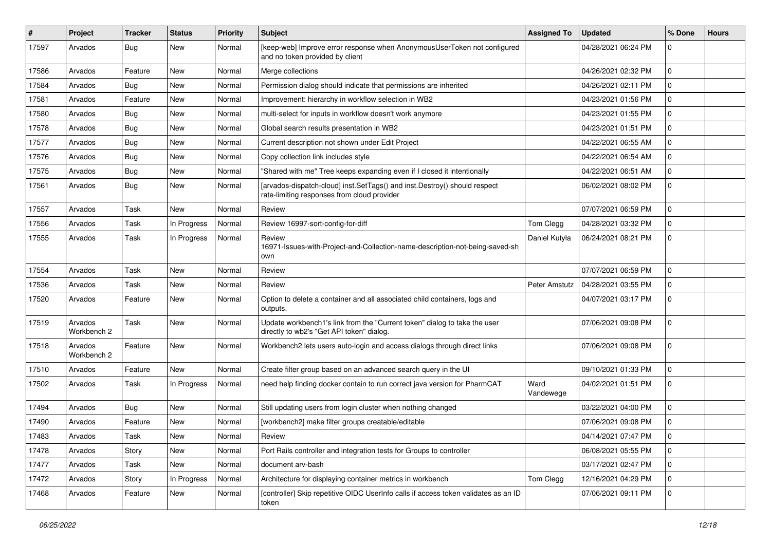| # | Project | Tracker | Status | Priority | Subject | Assigned To | Updated | % Done | Hours |
|---|---|---|---|---|---|---|---|---|---|
| 17597 | Arvados | Bug | New | Normal | [keep-web] Improve error response when AnonymousUserToken not configured and no token provided by client | | 04/28/2021 06:24 PM | 0 | |
| 17586 | Arvados | Feature | New | Normal | Merge collections | | 04/26/2021 02:32 PM | 0 | |
| 17584 | Arvados | Bug | New | Normal | Permission dialog should indicate that permissions are inherited | | 04/26/2021 02:11 PM | 0 | |
| 17581 | Arvados | Feature | New | Normal | Improvement: hierarchy in workflow selection in WB2 | | 04/23/2021 01:56 PM | 0 | |
| 17580 | Arvados | Bug | New | Normal | multi-select for inputs in workflow doesn't work anymore | | 04/23/2021 01:55 PM | 0 | |
| 17578 | Arvados | Bug | New | Normal | Global search results presentation in WB2 | | 04/23/2021 01:51 PM | 0 | |
| 17577 | Arvados | Bug | New | Normal | Current description not shown under Edit Project | | 04/22/2021 06:55 AM | 0 | |
| 17576 | Arvados | Bug | New | Normal | Copy collection link includes style | | 04/22/2021 06:54 AM | 0 | |
| 17575 | Arvados | Bug | New | Normal | "Shared with me" Tree keeps expanding even if I closed it intentionally | | 04/22/2021 06:51 AM | 0 | |
| 17561 | Arvados | Bug | New | Normal | [arvados-dispatch-cloud] inst.SetTags() and inst.Destroy() should respect rate-limiting responses from cloud provider | | 06/02/2021 08:02 PM | 0 | |
| 17557 | Arvados | Task | New | Normal | Review | | 07/07/2021 06:59 PM | 0 | |
| 17556 | Arvados | Task | In Progress | Normal | Review 16997-sort-config-for-diff | Tom Clegg | 04/28/2021 03:32 PM | 0 | |
| 17555 | Arvados | Task | In Progress | Normal | Review 16971-Issues-with-Project-and-Collection-name-description-not-being-saved-shown | Daniel Kutyła | 06/24/2021 08:21 PM | 0 | |
| 17554 | Arvados | Task | New | Normal | Review | | 07/07/2021 06:59 PM | 0 | |
| 17536 | Arvados | Task | New | Normal | Review | Peter Amstutz | 04/28/2021 03:55 PM | 0 | |
| 17520 | Arvados | Feature | New | Normal | Option to delete a container and all associated child containers, logs and outputs. | | 04/07/2021 03:17 PM | 0 | |
| 17519 | Arvados Workbench 2 | Task | New | Normal | Update workbench1's link from the "Current token" dialog to take the user directly to wb2's "Get API token" dialog. | | 07/06/2021 09:08 PM | 0 | |
| 17518 | Arvados Workbench 2 | Feature | New | Normal | Workbench2 lets users auto-login and access dialogs through direct links | | 07/06/2021 09:08 PM | 0 | |
| 17510 | Arvados | Feature | New | Normal | Create filter group based on an advanced search query in the UI | | 09/10/2021 01:33 PM | 0 | |
| 17502 | Arvados | Task | In Progress | Normal | need help finding docker contain to run correct java version for PharmCAT | Ward Vandewege | 04/02/2021 01:51 PM | 0 | |
| 17494 | Arvados | Bug | New | Normal | Still updating users from login cluster when nothing changed | | 03/22/2021 04:00 PM | 0 | |
| 17490 | Arvados | Feature | New | Normal | [workbench2] make filter groups creatable/editable | | 07/06/2021 09:08 PM | 0 | |
| 17483 | Arvados | Task | New | Normal | Review | | 04/14/2021 07:47 PM | 0 | |
| 17478 | Arvados | Story | New | Normal | Port Rails controller and integration tests for Groups to controller | | 06/08/2021 05:55 PM | 0 | |
| 17477 | Arvados | Task | New | Normal | document arv-bash | | 03/17/2021 02:47 PM | 0 | |
| 17472 | Arvados | Story | In Progress | Normal | Architecture for displaying container metrics in workbench | Tom Clegg | 12/16/2021 04:29 PM | 0 | |
| 17468 | Arvados | Feature | New | Normal | [controller] Skip repetitive OIDC UserInfo calls if access token validates as an ID token | | 07/06/2021 09:11 PM | 0 | |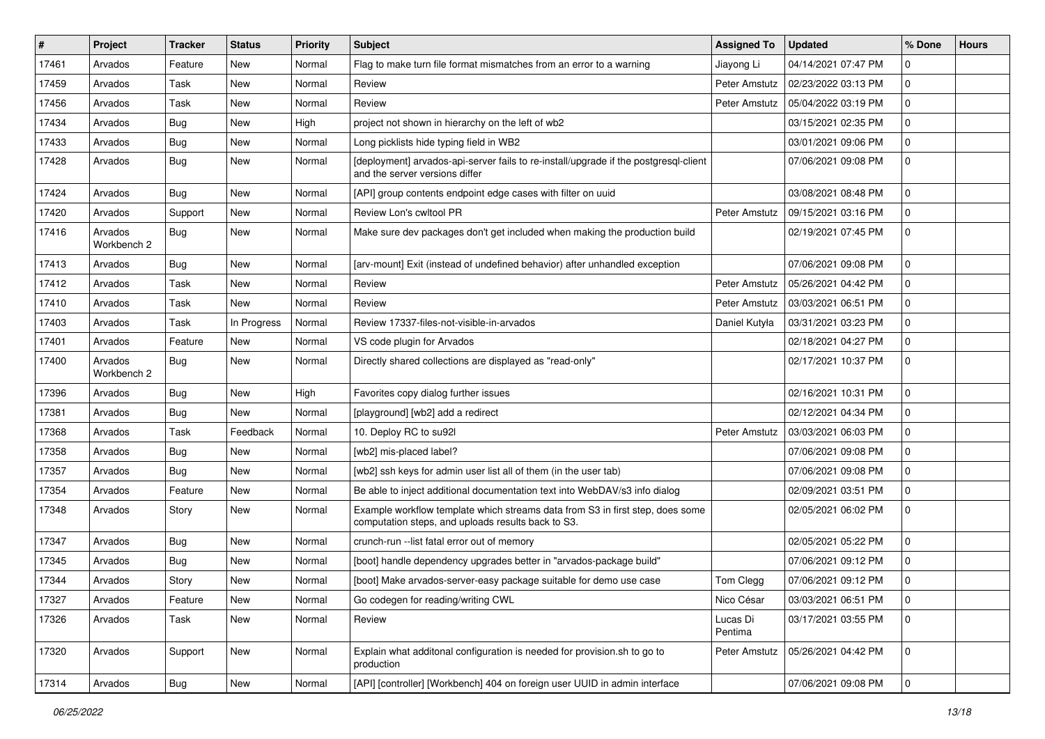| # | Project | Tracker | Status | Priority | Subject | Assigned To | Updated | % Done | Hours |
|---|---|---|---|---|---|---|---|---|---|
| 17461 | Arvados | Feature | New | Normal | Flag to make turn file format mismatches from an error to a warning | Jiayong Li | 04/14/2021 07:47 PM | 0 | |
| 17459 | Arvados | Task | New | Normal | Review | Peter Amstutz | 02/23/2022 03:13 PM | 0 | |
| 17456 | Arvados | Task | New | Normal | Review | Peter Amstutz | 05/04/2022 03:19 PM | 0 | |
| 17434 | Arvados | Bug | New | High | project not shown in hierarchy on the left of wb2 | | 03/15/2021 02:35 PM | 0 | |
| 17433 | Arvados | Bug | New | Normal | Long picklists hide typing field in WB2 | | 03/01/2021 09:06 PM | 0 | |
| 17428 | Arvados | Bug | New | Normal | [deployment] arvados-api-server fails to re-install/upgrade if the postgresql-client and the server versions differ | | 07/06/2021 09:08 PM | 0 | |
| 17424 | Arvados | Bug | New | Normal | [API] group contents endpoint edge cases with filter on uuid | | 03/08/2021 08:48 PM | 0 | |
| 17420 | Arvados | Support | New | Normal | Review Lon's cwltool PR | Peter Amstutz | 09/15/2021 03:16 PM | 0 | |
| 17416 | Arvados Workbench 2 | Bug | New | Normal | Make sure dev packages don't get included when making the production build | | 02/19/2021 07:45 PM | 0 | |
| 17413 | Arvados | Bug | New | Normal | [arv-mount] Exit (instead of undefined behavior) after unhandled exception | | 07/06/2021 09:08 PM | 0 | |
| 17412 | Arvados | Task | New | Normal | Review | Peter Amstutz | 05/26/2021 04:42 PM | 0 | |
| 17410 | Arvados | Task | New | Normal | Review | Peter Amstutz | 03/03/2021 06:51 PM | 0 | |
| 17403 | Arvados | Task | In Progress | Normal | Review 17337-files-not-visible-in-arvados | Daniel Kutyła | 03/31/2021 03:23 PM | 0 | |
| 17401 | Arvados | Feature | New | Normal | VS code plugin for Arvados | | 02/18/2021 04:27 PM | 0 | |
| 17400 | Arvados Workbench 2 | Bug | New | Normal | Directly shared collections are displayed as "read-only" | | 02/17/2021 10:37 PM | 0 | |
| 17396 | Arvados | Bug | New | High | Favorites copy dialog further issues | | 02/16/2021 10:31 PM | 0 | |
| 17381 | Arvados | Bug | New | Normal | [playground] [wb2] add a redirect | | 02/12/2021 04:34 PM | 0 | |
| 17368 | Arvados | Task | Feedback | Normal | 10. Deploy RC to su92l | Peter Amstutz | 03/03/2021 06:03 PM | 0 | |
| 17358 | Arvados | Bug | New | Normal | [wb2] mis-placed label? | | 07/06/2021 09:08 PM | 0 | |
| 17357 | Arvados | Bug | New | Normal | [wb2] ssh keys for admin user list all of them (in the user tab) | | 07/06/2021 09:08 PM | 0 | |
| 17354 | Arvados | Feature | New | Normal | Be able to inject additional documentation text into WebDAV/s3 info dialog | | 02/09/2021 03:51 PM | 0 | |
| 17348 | Arvados | Story | New | Normal | Example workflow template which streams data from S3 in first step, does some computation steps, and uploads results back to S3. | | 02/05/2021 06:02 PM | 0 | |
| 17347 | Arvados | Bug | New | Normal | crunch-run --list fatal error out of memory | | 02/05/2021 05:22 PM | 0 | |
| 17345 | Arvados | Bug | New | Normal | [boot] handle dependency upgrades better in "arvados-package build" | | 07/06/2021 09:12 PM | 0 | |
| 17344 | Arvados | Story | New | Normal | [boot] Make arvados-server-easy package suitable for demo use case | Tom Clegg | 07/06/2021 09:12 PM | 0 | |
| 17327 | Arvados | Feature | New | Normal | Go codegen for reading/writing CWL | Nico César | 03/03/2021 06:51 PM | 0 | |
| 17326 | Arvados | Task | New | Normal | Review | Lucas Di Pentima | 03/17/2021 03:55 PM | 0 | |
| 17320 | Arvados | Support | New | Normal | Explain what additonal configuration is needed for provision.sh to go to production | Peter Amstutz | 05/26/2021 04:42 PM | 0 | |
| 17314 | Arvados | Bug | New | Normal | [API] [controller] [Workbench] 404 on foreign user UUID in admin interface | | 07/06/2021 09:08 PM | 0 | |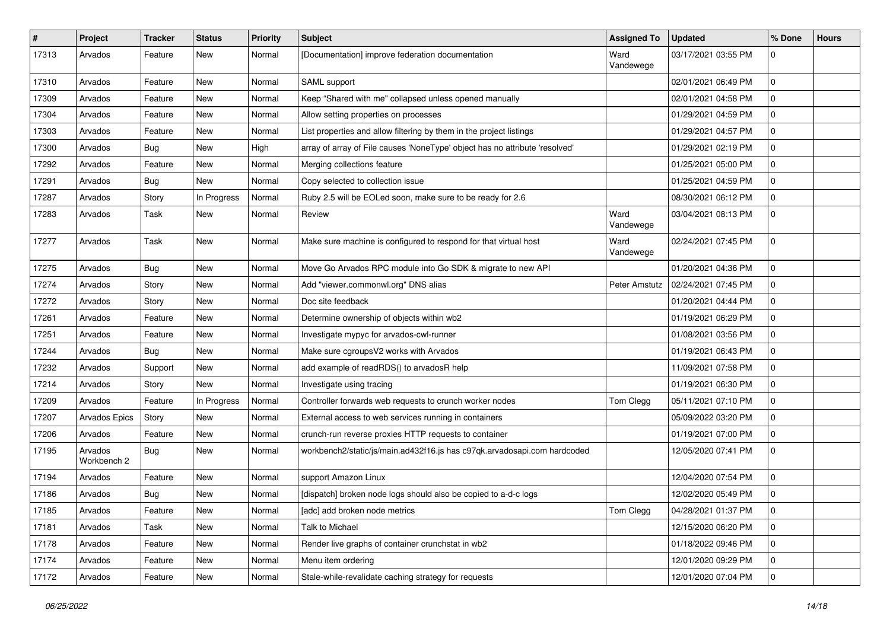| # | Project | Tracker | Status | Priority | Subject | Assigned To | Updated | % Done | Hours |
|---|---|---|---|---|---|---|---|---|---|
| 17313 | Arvados | Feature | New | Normal | [Documentation] improve federation documentation | Ward Vandewege | 03/17/2021 03:55 PM | 0 | |
| 17310 | Arvados | Feature | New | Normal | SAML support | | 02/01/2021 06:49 PM | 0 | |
| 17309 | Arvados | Feature | New | Normal | Keep "Shared with me" collapsed unless opened manually | | 02/01/2021 04:58 PM | 0 | |
| 17304 | Arvados | Feature | New | Normal | Allow setting properties on processes | | 01/29/2021 04:59 PM | 0 | |
| 17303 | Arvados | Feature | New | Normal | List properties and allow filtering by them in the project listings | | 01/29/2021 04:57 PM | 0 | |
| 17300 | Arvados | Bug | New | High | array of array of File causes 'NoneType' object has no attribute 'resolved' | | 01/29/2021 02:19 PM | 0 | |
| 17292 | Arvados | Feature | New | Normal | Merging collections feature | | 01/25/2021 05:00 PM | 0 | |
| 17291 | Arvados | Bug | New | Normal | Copy selected to collection issue | | 01/25/2021 04:59 PM | 0 | |
| 17287 | Arvados | Story | In Progress | Normal | Ruby 2.5 will be EOLed soon, make sure to be ready for 2.6 | | 08/30/2021 06:12 PM | 0 | |
| 17283 | Arvados | Task | New | Normal | Review | Ward Vandewege | 03/04/2021 08:13 PM | 0 | |
| 17277 | Arvados | Task | New | Normal | Make sure machine is configured to respond for that virtual host | Ward Vandewege | 02/24/2021 07:45 PM | 0 | |
| 17275 | Arvados | Bug | New | Normal | Move Go Arvados RPC module into Go SDK & migrate to new API | | 01/20/2021 04:36 PM | 0 | |
| 17274 | Arvados | Story | New | Normal | Add "viewer.commonwl.org" DNS alias | Peter Amstutz | 02/24/2021 07:45 PM | 0 | |
| 17272 | Arvados | Story | New | Normal | Doc site feedback | | 01/20/2021 04:44 PM | 0 | |
| 17261 | Arvados | Feature | New | Normal | Determine ownership of objects within wb2 | | 01/19/2021 06:29 PM | 0 | |
| 17251 | Arvados | Feature | New | Normal | Investigate mypyc for arvados-cwl-runner | | 01/08/2021 03:56 PM | 0 | |
| 17244 | Arvados | Bug | New | Normal | Make sure cgroupsV2 works with Arvados | | 01/19/2021 06:43 PM | 0 | |
| 17232 | Arvados | Support | New | Normal | add example of readRDS() to arvadosR help | | 11/09/2021 07:58 PM | 0 | |
| 17214 | Arvados | Story | New | Normal | Investigate using tracing | | 01/19/2021 06:30 PM | 0 | |
| 17209 | Arvados | Feature | In Progress | Normal | Controller forwards web requests to crunch worker nodes | Tom Clegg | 05/11/2021 07:10 PM | 0 | |
| 17207 | Arvados Epics | Story | New | Normal | External access to web services running in containers | | 05/09/2022 03:20 PM | 0 | |
| 17206 | Arvados | Feature | New | Normal | crunch-run reverse proxies HTTP requests to container | | 01/19/2021 07:00 PM | 0 | |
| 17195 | Arvados Workbench 2 | Bug | New | Normal | workbench2/static/js/main.ad432f16.js has c97qk.arvadosapi.com hardcoded | | 12/05/2020 07:41 PM | 0 | |
| 17194 | Arvados | Feature | New | Normal | support Amazon Linux | | 12/04/2020 07:54 PM | 0 | |
| 17186 | Arvados | Bug | New | Normal | [dispatch] broken node logs should also be copied to a-d-c logs | | 12/02/2020 05:49 PM | 0 | |
| 17185 | Arvados | Feature | New | Normal | [adc] add broken node metrics | Tom Clegg | 04/28/2021 01:37 PM | 0 | |
| 17181 | Arvados | Task | New | Normal | Talk to Michael | | 12/15/2020 06:20 PM | 0 | |
| 17178 | Arvados | Feature | New | Normal | Render live graphs of container crunchstat in wb2 | | 01/18/2022 09:46 PM | 0 | |
| 17174 | Arvados | Feature | New | Normal | Menu item ordering | | 12/01/2020 09:29 PM | 0 | |
| 17172 | Arvados | Feature | New | Normal | Stale-while-revalidate caching strategy for requests | | 12/01/2020 07:04 PM | 0 | |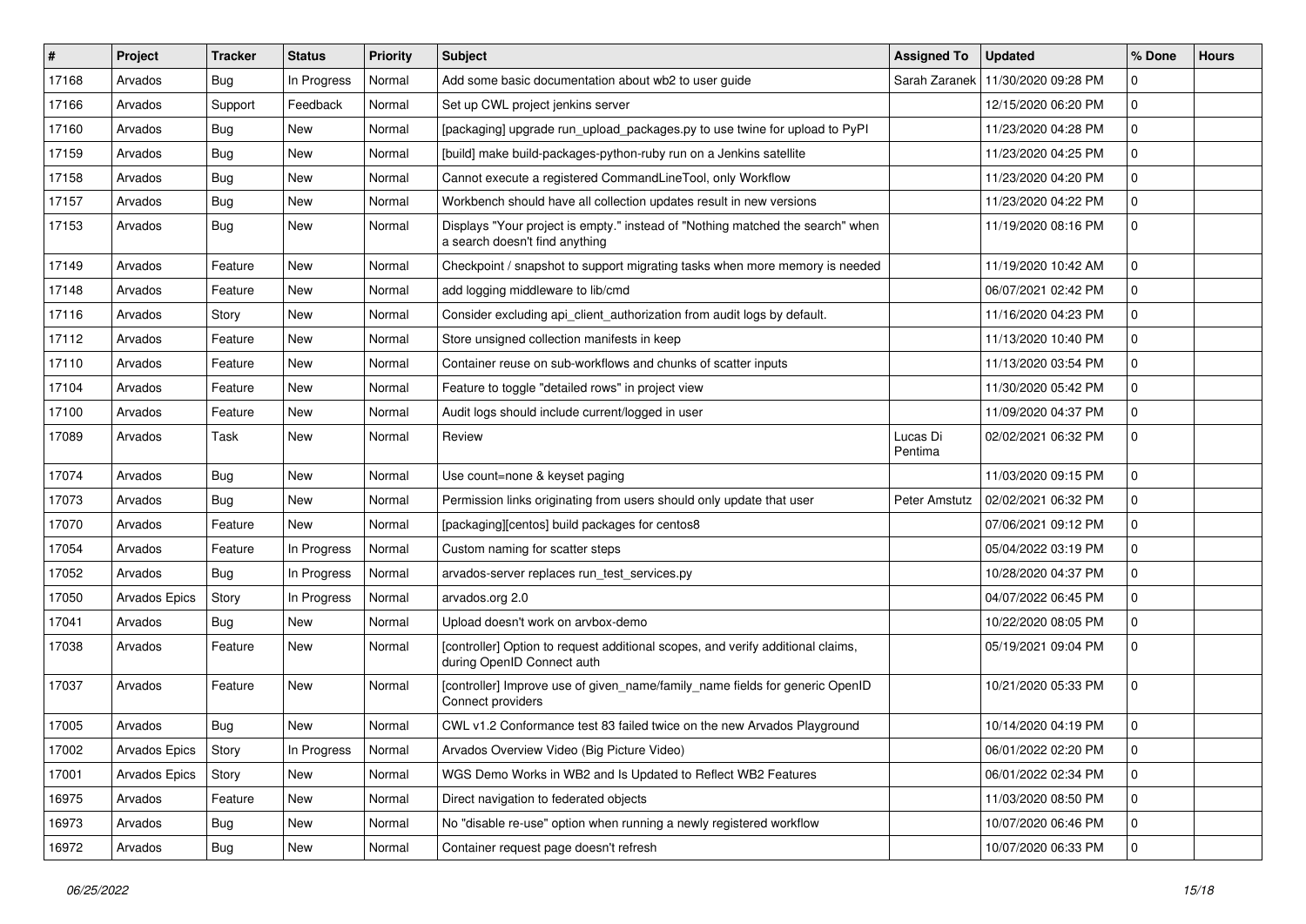| # | Project | Tracker | Status | Priority | Subject | Assigned To | Updated | % Done | Hours |
|---|---|---|---|---|---|---|---|---|---|
| 17168 | Arvados | Bug | In Progress | Normal | Add some basic documentation about wb2 to user guide | Sarah Zaranek | 11/30/2020 09:28 PM | 0 | |
| 17166 | Arvados | Support | Feedback | Normal | Set up CWL project jenkins server | | 12/15/2020 06:20 PM | 0 | |
| 17160 | Arvados | Bug | New | Normal | [packaging] upgrade run_upload_packages.py to use twine for upload to PyPI | | 11/23/2020 04:28 PM | 0 | |
| 17159 | Arvados | Bug | New | Normal | [build] make build-packages-python-ruby run on a Jenkins satellite | | 11/23/2020 04:25 PM | 0 | |
| 17158 | Arvados | Bug | New | Normal | Cannot execute a registered CommandLineTool, only Workflow | | 11/23/2020 04:20 PM | 0 | |
| 17157 | Arvados | Bug | New | Normal | Workbench should have all collection updates result in new versions | | 11/23/2020 04:22 PM | 0 | |
| 17153 | Arvados | Bug | New | Normal | Displays "Your project is empty." instead of "Nothing matched the search" when a search doesn't find anything | | 11/19/2020 08:16 PM | 0 | |
| 17149 | Arvados | Feature | New | Normal | Checkpoint / snapshot to support migrating tasks when more memory is needed | | 11/19/2020 10:42 AM | 0 | |
| 17148 | Arvados | Feature | New | Normal | add logging middleware to lib/cmd | | 06/07/2021 02:42 PM | 0 | |
| 17116 | Arvados | Story | New | Normal | Consider excluding api_client_authorization from audit logs by default. | | 11/16/2020 04:23 PM | 0 | |
| 17112 | Arvados | Feature | New | Normal | Store unsigned collection manifests in keep | | 11/13/2020 10:40 PM | 0 | |
| 17110 | Arvados | Feature | New | Normal | Container reuse on sub-workflows and chunks of scatter inputs | | 11/13/2020 03:54 PM | 0 | |
| 17104 | Arvados | Feature | New | Normal | Feature to toggle "detailed rows" in project view | | 11/30/2020 05:42 PM | 0 | |
| 17100 | Arvados | Feature | New | Normal | Audit logs should include current/logged in user | | 11/09/2020 04:37 PM | 0 | |
| 17089 | Arvados | Task | New | Normal | Review | Lucas Di Pentima | 02/02/2021 06:32 PM | 0 | |
| 17074 | Arvados | Bug | New | Normal | Use count=none & keyset paging | | 11/03/2020 09:15 PM | 0 | |
| 17073 | Arvados | Bug | New | Normal | Permission links originating from users should only update that user | Peter Amstutz | 02/02/2021 06:32 PM | 0 | |
| 17070 | Arvados | Feature | New | Normal | [packaging][centos] build packages for centos8 | | 07/06/2021 09:12 PM | 0 | |
| 17054 | Arvados | Feature | In Progress | Normal | Custom naming for scatter steps | | 05/04/2022 03:19 PM | 0 | |
| 17052 | Arvados | Bug | In Progress | Normal | arvados-server replaces run_test_services.py | | 10/28/2020 04:37 PM | 0 | |
| 17050 | Arvados Epics | Story | In Progress | Normal | arvados.org 2.0 | | 04/07/2022 06:45 PM | 0 | |
| 17041 | Arvados | Bug | New | Normal | Upload doesn't work on arvbox-demo | | 10/22/2020 08:05 PM | 0 | |
| 17038 | Arvados | Feature | New | Normal | [controller] Option to request additional scopes, and verify additional claims, during OpenID Connect auth | | 05/19/2021 09:04 PM | 0 | |
| 17037 | Arvados | Feature | New | Normal | [controller] Improve use of given_name/family_name fields for generic OpenID Connect providers | | 10/21/2020 05:33 PM | 0 | |
| 17005 | Arvados | Bug | New | Normal | CWL v1.2 Conformance test 83 failed twice on the new Arvados Playground | | 10/14/2020 04:19 PM | 0 | |
| 17002 | Arvados Epics | Story | In Progress | Normal | Arvados Overview Video (Big Picture Video) | | 06/01/2022 02:20 PM | 0 | |
| 17001 | Arvados Epics | Story | New | Normal | WGS Demo Works in WB2 and Is Updated to Reflect WB2 Features | | 06/01/2022 02:34 PM | 0 | |
| 16975 | Arvados | Feature | New | Normal | Direct navigation to federated objects | | 11/03/2020 08:50 PM | 0 | |
| 16973 | Arvados | Bug | New | Normal | No "disable re-use" option when running a newly registered workflow | | 10/07/2020 06:46 PM | 0 | |
| 16972 | Arvados | Bug | New | Normal | Container request page doesn't refresh | | 10/07/2020 06:33 PM | 0 | |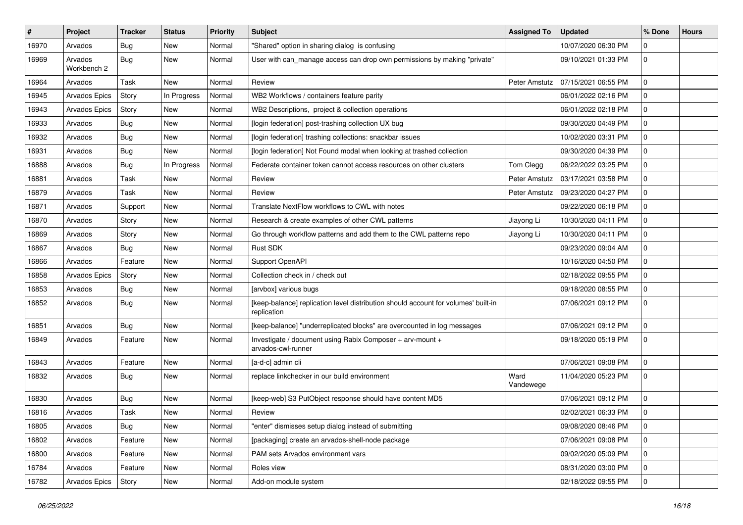| # | Project | Tracker | Status | Priority | Subject | Assigned To | Updated | % Done | Hours |
|---|---|---|---|---|---|---|---|---|---|
| 16970 | Arvados | Bug | New | Normal | "Shared" option in sharing dialog is confusing | | 10/07/2020 06:30 PM | 0 | |
| 16969 | Arvados Workbench 2 | Bug | New | Normal | User with can_manage access can drop own permissions by making "private" | | 09/10/2021 01:33 PM | 0 | |
| 16964 | Arvados | Task | New | Normal | Review | Peter Amstutz | 07/15/2021 06:55 PM | 0 | |
| 16945 | Arvados Epics | Story | In Progress | Normal | WB2 Workflows / containers feature parity | | 06/01/2022 02:16 PM | 0 | |
| 16943 | Arvados Epics | Story | New | Normal | WB2 Descriptions, project & collection operations | | 06/01/2022 02:18 PM | 0 | |
| 16933 | Arvados | Bug | New | Normal | [login federation] post-trashing collection UX bug | | 09/30/2020 04:49 PM | 0 | |
| 16932 | Arvados | Bug | New | Normal | [login federation] trashing collections: snackbar issues | | 10/02/2020 03:31 PM | 0 | |
| 16931 | Arvados | Bug | New | Normal | [login federation] Not Found modal when looking at trashed collection | | 09/30/2020 04:39 PM | 0 | |
| 16888 | Arvados | Bug | In Progress | Normal | Federate container token cannot access resources on other clusters | Tom Clegg | 06/22/2022 03:25 PM | 0 | |
| 16881 | Arvados | Task | New | Normal | Review | Peter Amstutz | 03/17/2021 03:58 PM | 0 | |
| 16879 | Arvados | Task | New | Normal | Review | Peter Amstutz | 09/23/2020 04:27 PM | 0 | |
| 16871 | Arvados | Support | New | Normal | Translate NextFlow workflows to CWL with notes | | 09/22/2020 06:18 PM | 0 | |
| 16870 | Arvados | Story | New | Normal | Research & create examples of other CWL patterns | Jiayong Li | 10/30/2020 04:11 PM | 0 | |
| 16869 | Arvados | Story | New | Normal | Go through workflow patterns and add them to the CWL patterns repo | Jiayong Li | 10/30/2020 04:11 PM | 0 | |
| 16867 | Arvados | Bug | New | Normal | Rust SDK | | 09/23/2020 09:04 AM | 0 | |
| 16866 | Arvados | Feature | New | Normal | Support OpenAPI | | 10/16/2020 04:50 PM | 0 | |
| 16858 | Arvados Epics | Story | New | Normal | Collection check in / check out | | 02/18/2022 09:55 PM | 0 | |
| 16853 | Arvados | Bug | New | Normal | [arvbox] various bugs | | 09/18/2020 08:55 PM | 0 | |
| 16852 | Arvados | Bug | New | Normal | [keep-balance] replication level distribution should account for volumes' built-in replication | | 07/06/2021 09:12 PM | 0 | |
| 16851 | Arvados | Bug | New | Normal | [keep-balance] "underreplicated blocks" are overcounted in log messages | | 07/06/2021 09:12 PM | 0 | |
| 16849 | Arvados | Feature | New | Normal | Investigate / document using Rabix Composer + arv-mount + arvados-cwl-runner | | 09/18/2020 05:19 PM | 0 | |
| 16843 | Arvados | Feature | New | Normal | [a-d-c] admin cli | | 07/06/2021 09:08 PM | 0 | |
| 16832 | Arvados | Bug | New | Normal | replace linkchecker in our build environment | Ward Vandewege | 11/04/2020 05:23 PM | 0 | |
| 16830 | Arvados | Bug | New | Normal | [keep-web] S3 PutObject response should have content MD5 | | 07/06/2021 09:12 PM | 0 | |
| 16816 | Arvados | Task | New | Normal | Review | | 02/02/2021 06:33 PM | 0 | |
| 16805 | Arvados | Bug | New | Normal | "enter" dismisses setup dialog instead of submitting | | 09/08/2020 08:46 PM | 0 | |
| 16802 | Arvados | Feature | New | Normal | [packaging] create an arvados-shell-node package | | 07/06/2021 09:08 PM | 0 | |
| 16800 | Arvados | Feature | New | Normal | PAM sets Arvados environment vars | | 09/02/2020 05:09 PM | 0 | |
| 16784 | Arvados | Feature | New | Normal | Roles view | | 08/31/2020 03:00 PM | 0 | |
| 16782 | Arvados Epics | Story | New | Normal | Add-on module system | | 02/18/2022 09:55 PM | 0 | |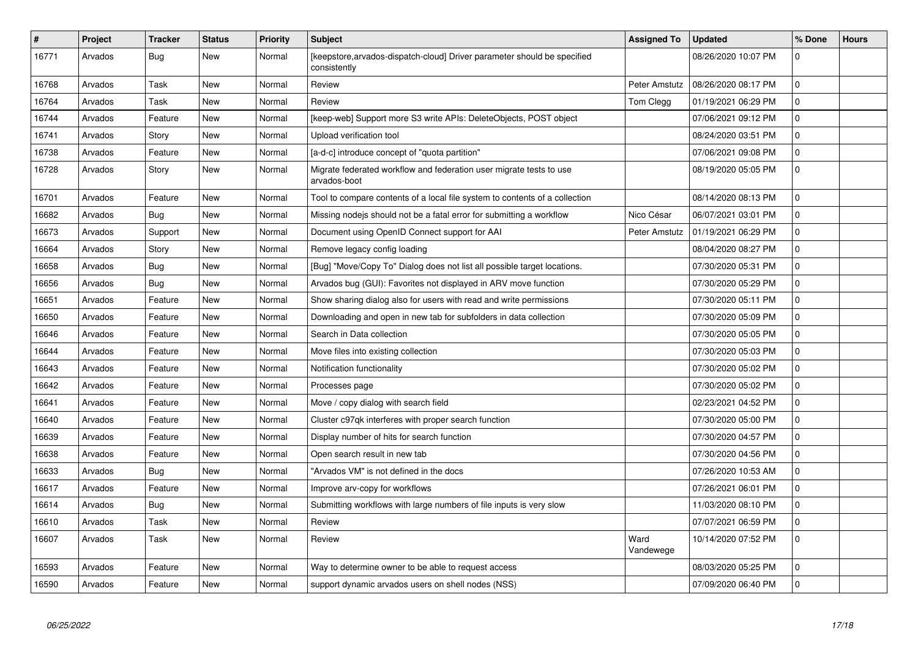| # | Project | Tracker | Status | Priority | Subject | Assigned To | Updated | % Done | Hours |
|---|---|---|---|---|---|---|---|---|---|
| 16771 | Arvados | Bug | New | Normal | [keepstore,arvados-dispatch-cloud] Driver parameter should be specified consistently | | 08/26/2020 10:07 PM | 0 | |
| 16768 | Arvados | Task | New | Normal | Review | Peter Amstutz | 08/26/2020 08:17 PM | 0 | |
| 16764 | Arvados | Task | New | Normal | Review | Tom Clegg | 01/19/2021 06:29 PM | 0 | |
| 16744 | Arvados | Feature | New | Normal | [keep-web] Support more S3 write APIs: DeleteObjects, POST object | | 07/06/2021 09:12 PM | 0 | |
| 16741 | Arvados | Story | New | Normal | Upload verification tool | | 08/24/2020 03:51 PM | 0 | |
| 16738 | Arvados | Feature | New | Normal | [a-d-c] introduce concept of "quota partition" | | 07/06/2021 09:08 PM | 0 | |
| 16728 | Arvados | Story | New | Normal | Migrate federated workflow and federation user migrate tests to use arvados-boot | | 08/19/2020 05:05 PM | 0 | |
| 16701 | Arvados | Feature | New | Normal | Tool to compare contents of a local file system to contents of a collection | | 08/14/2020 08:13 PM | 0 | |
| 16682 | Arvados | Bug | New | Normal | Missing nodejs should not be a fatal error for submitting a workflow | Nico César | 06/07/2021 03:01 PM | 0 | |
| 16673 | Arvados | Support | New | Normal | Document using OpenID Connect support for AAI | Peter Amstutz | 01/19/2021 06:29 PM | 0 | |
| 16664 | Arvados | Story | New | Normal | Remove legacy config loading | | 08/04/2020 08:27 PM | 0 | |
| 16658 | Arvados | Bug | New | Normal | [Bug] "Move/Copy To" Dialog does not list all possible target locations. | | 07/30/2020 05:31 PM | 0 | |
| 16656 | Arvados | Bug | New | Normal | Arvados bug (GUI): Favorites not displayed in ARV move function | | 07/30/2020 05:29 PM | 0 | |
| 16651 | Arvados | Feature | New | Normal | Show sharing dialog also for users with read and write permissions | | 07/30/2020 05:11 PM | 0 | |
| 16650 | Arvados | Feature | New | Normal | Downloading and open in new tab for subfolders in data collection | | 07/30/2020 05:09 PM | 0 | |
| 16646 | Arvados | Feature | New | Normal | Search in Data collection | | 07/30/2020 05:05 PM | 0 | |
| 16644 | Arvados | Feature | New | Normal | Move files into existing collection | | 07/30/2020 05:03 PM | 0 | |
| 16643 | Arvados | Feature | New | Normal | Notification functionality | | 07/30/2020 05:02 PM | 0 | |
| 16642 | Arvados | Feature | New | Normal | Processes page | | 07/30/2020 05:02 PM | 0 | |
| 16641 | Arvados | Feature | New | Normal | Move / copy dialog with search field | | 02/23/2021 04:52 PM | 0 | |
| 16640 | Arvados | Feature | New | Normal | Cluster c97qk interferes with proper search function | | 07/30/2020 05:00 PM | 0 | |
| 16639 | Arvados | Feature | New | Normal | Display number of hits for search function | | 07/30/2020 04:57 PM | 0 | |
| 16638 | Arvados | Feature | New | Normal | Open search result in new tab | | 07/30/2020 04:56 PM | 0 | |
| 16633 | Arvados | Bug | New | Normal | "Arvados VM" is not defined in the docs | | 07/26/2020 10:53 AM | 0 | |
| 16617 | Arvados | Feature | New | Normal | Improve arv-copy for workflows | | 07/26/2021 06:01 PM | 0 | |
| 16614 | Arvados | Bug | New | Normal | Submitting workflows with large numbers of file inputs is very slow | | 11/03/2020 08:10 PM | 0 | |
| 16610 | Arvados | Task | New | Normal | Review | | 07/07/2021 06:59 PM | 0 | |
| 16607 | Arvados | Task | New | Normal | Review | Ward Vandewege | 10/14/2020 07:52 PM | 0 | |
| 16593 | Arvados | Feature | New | Normal | Way to determine owner to be able to request access | | 08/03/2020 05:25 PM | 0 | |
| 16590 | Arvados | Feature | New | Normal | support dynamic arvados users on shell nodes (NSS) | | 07/09/2020 06:40 PM | 0 | |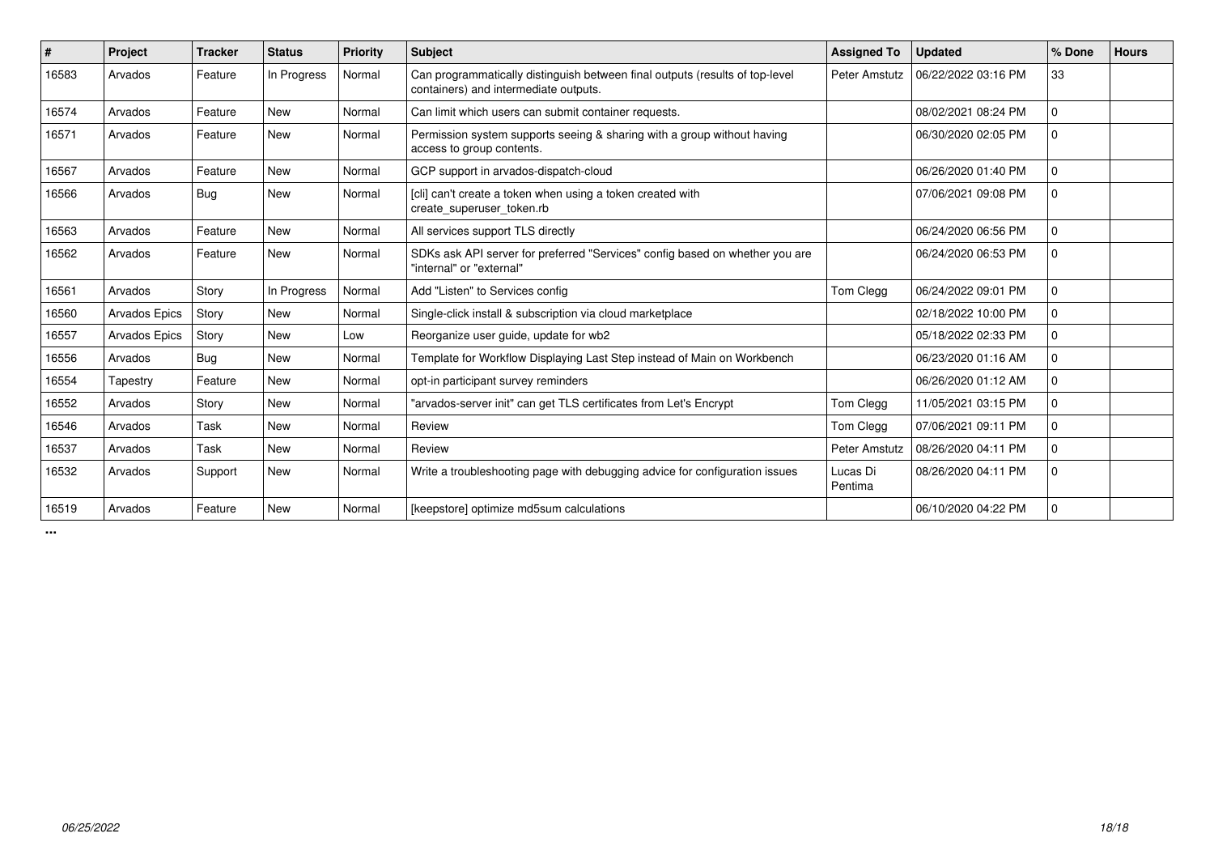| # | Project | Tracker | Status | Priority | Subject | Assigned To | Updated | % Done | Hours |
|---|---|---|---|---|---|---|---|---|---|
| 16583 | Arvados | Feature | In Progress | Normal | Can programmatically distinguish between final outputs (results of top-level containers) and intermediate outputs. | Peter Amstutz | 06/22/2022 03:16 PM | 33 | |
| 16574 | Arvados | Feature | New | Normal | Can limit which users can submit container requests. | | 08/02/2021 08:24 PM | 0 | |
| 16571 | Arvados | Feature | New | Normal | Permission system supports seeing & sharing with a group without having access to group contents. | | 06/30/2020 02:05 PM | 0 | |
| 16567 | Arvados | Feature | New | Normal | GCP support in arvados-dispatch-cloud | | 06/26/2020 01:40 PM | 0 | |
| 16566 | Arvados | Bug | New | Normal | [cli] can't create a token when using a token created with create_superuser_token.rb | | 07/06/2021 09:08 PM | 0 | |
| 16563 | Arvados | Feature | New | Normal | All services support TLS directly | | 06/24/2020 06:56 PM | 0 | |
| 16562 | Arvados | Feature | New | Normal | SDKs ask API server for preferred "Services" config based on whether you are "internal" or "external" | | 06/24/2020 06:53 PM | 0 | |
| 16561 | Arvados | Story | In Progress | Normal | Add "Listen" to Services config | Tom Clegg | 06/24/2022 09:01 PM | 0 | |
| 16560 | Arvados Epics | Story | New | Normal | Single-click install & subscription via cloud marketplace | | 02/18/2022 10:00 PM | 0 | |
| 16557 | Arvados Epics | Story | New | Low | Reorganize user guide, update for wb2 | | 05/18/2022 02:33 PM | 0 | |
| 16556 | Arvados | Bug | New | Normal | Template for Workflow Displaying Last Step instead of Main on Workbench | | 06/23/2020 01:16 AM | 0 | |
| 16554 | Tapestry | Feature | New | Normal | opt-in participant survey reminders | | 06/26/2020 01:12 AM | 0 | |
| 16552 | Arvados | Story | New | Normal | "arvados-server init" can get TLS certificates from Let's Encrypt | Tom Clegg | 11/05/2021 03:15 PM | 0 | |
| 16546 | Arvados | Task | New | Normal | Review | Tom Clegg | 07/06/2021 09:11 PM | 0 | |
| 16537 | Arvados | Task | New | Normal | Review | Peter Amstutz | 08/26/2020 04:11 PM | 0 | |
| 16532 | Arvados | Support | New | Normal | Write a troubleshooting page with debugging advice for configuration issues | Lucas Di Pentima | 08/26/2020 04:11 PM | 0 | |
| 16519 | Arvados | Feature | New | Normal | [keepstore] optimize md5sum calculations | | 06/10/2020 04:22 PM | 0 | |

...